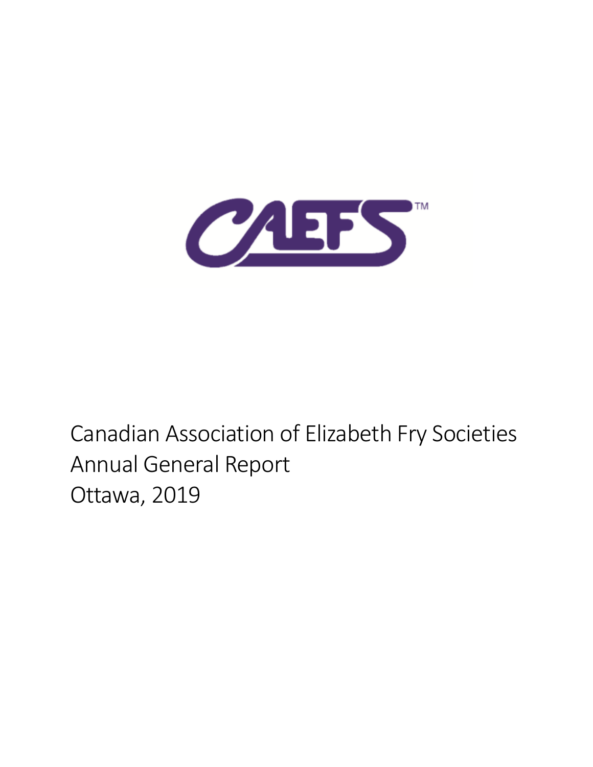CAEFS™

Canadian Association of Elizabeth Fry Societies
Annual General Report
Ottawa, 2019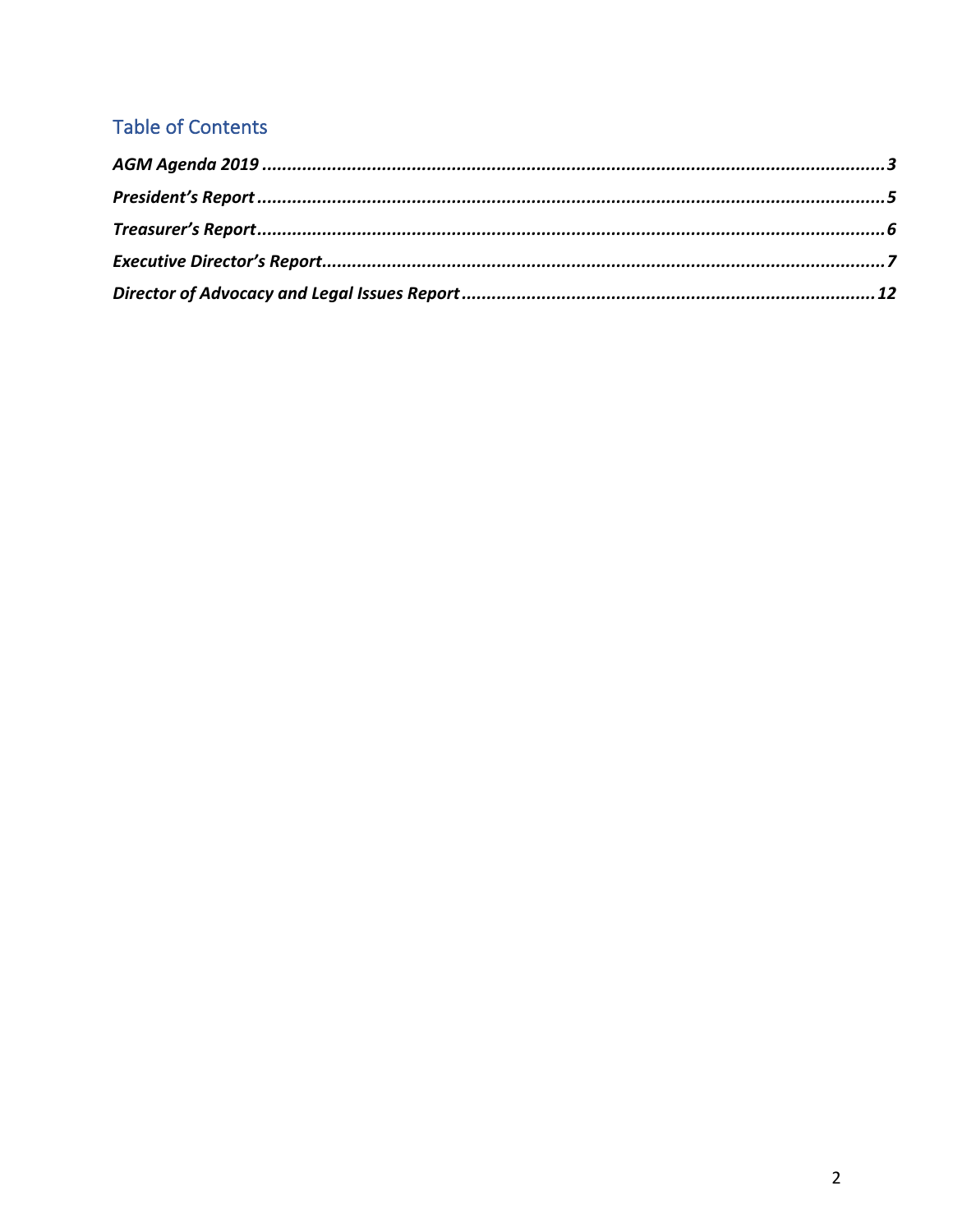## Table of Contents

*AGM Agenda 2019* .......... 3

*President's Report* .......... 5

*Treasurer's Report* .......... 6

*Executive Director's Report* .......... 7

*Director of Advocacy and Legal Issues Report* .......... 12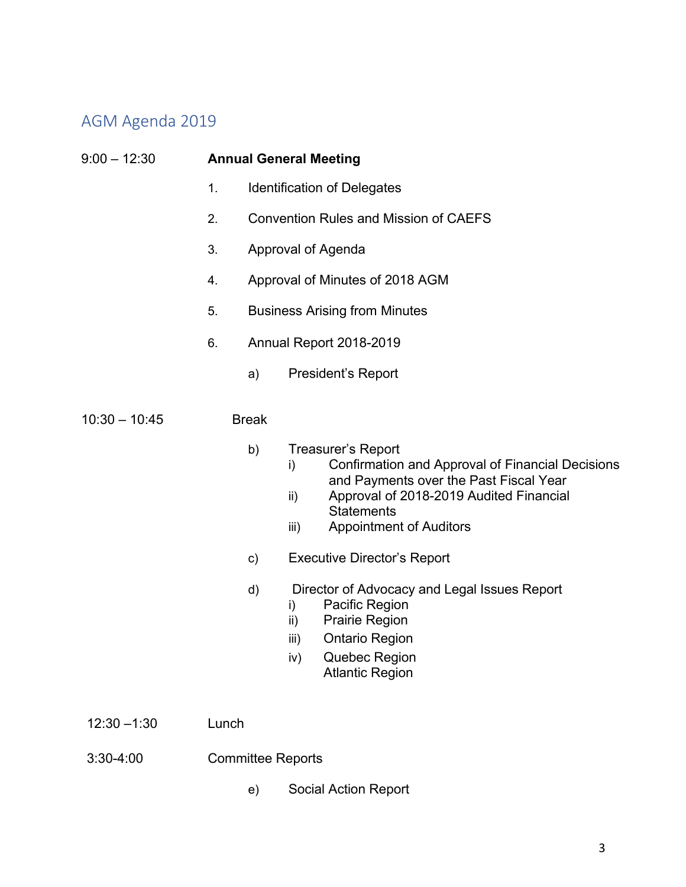## AGM Agenda 2019

9:00 – 12:30 **Annual General Meeting**

1. Identification of Delegates
2. Convention Rules and Mission of CAEFS
3. Approval of Agenda
4. Approval of Minutes of 2018 AGM
5. Business Arising from Minutes
6. Annual Report 2018-2019
   - a) President's Report

10:30 – 10:45 Break

   - b) Treasurer's Report
     - i) Confirmation and Approval of Financial Decisions and Payments over the Past Fiscal Year
     - ii) Approval of 2018-2019 Audited Financial Statements
     - iii) Appointment of Auditors
   - c) Executive Director's Report
   - d) Director of Advocacy and Legal Issues Report
     - i) Pacific Region
     - ii) Prairie Region
     - iii) Ontario Region
     - iv) Quebec Region
       Atlantic Region

12:30 –1:30 Lunch

3:30-4:00 Committee Reports

   - e) Social Action Report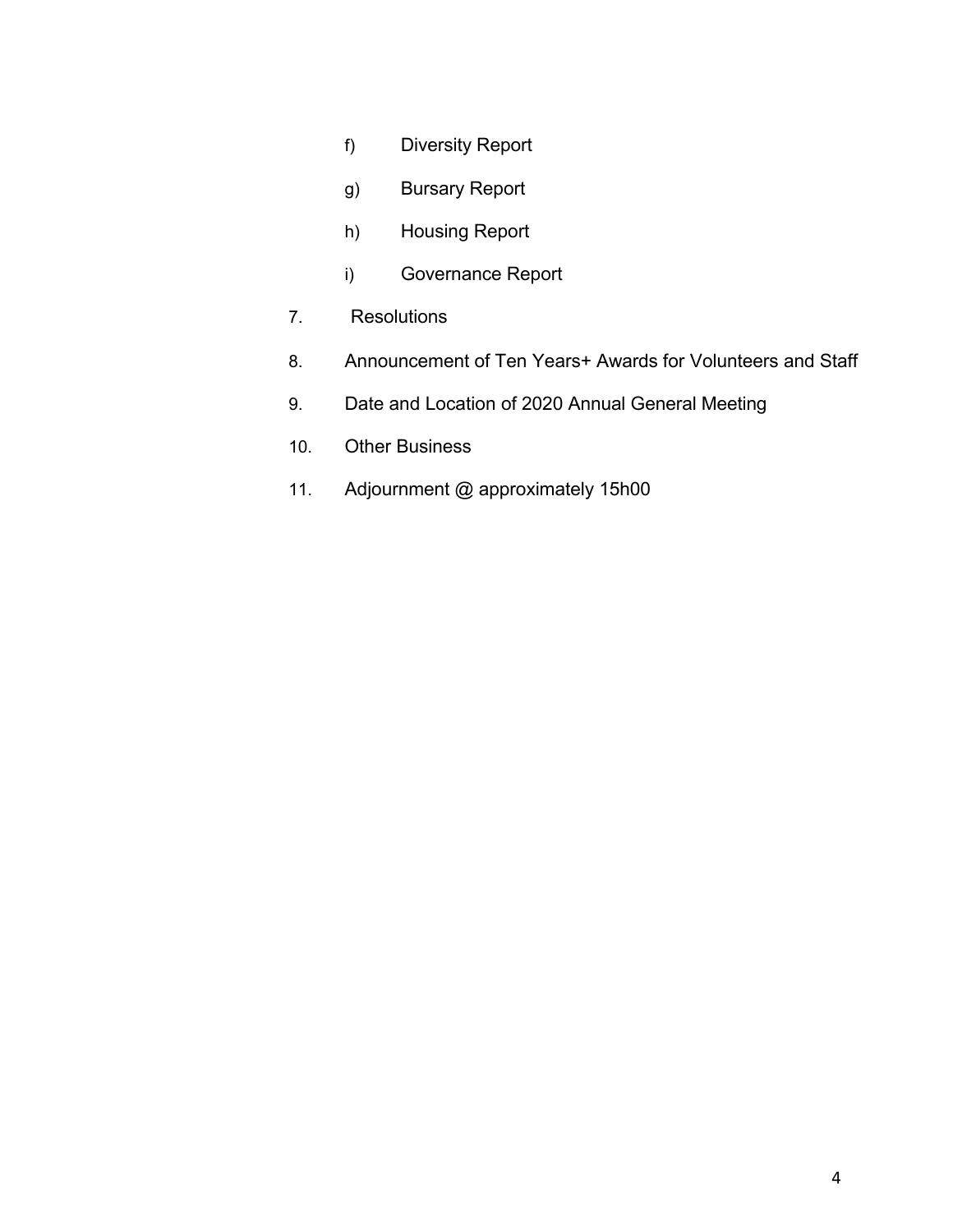f) Diversity Report

g) Bursary Report

h) Housing Report

i) Governance Report

7. Resolutions

8. Announcement of Ten Years+ Awards for Volunteers and Staff

9. Date and Location of 2020 Annual General Meeting

10. Other Business

11. Adjournment @ approximately 15h00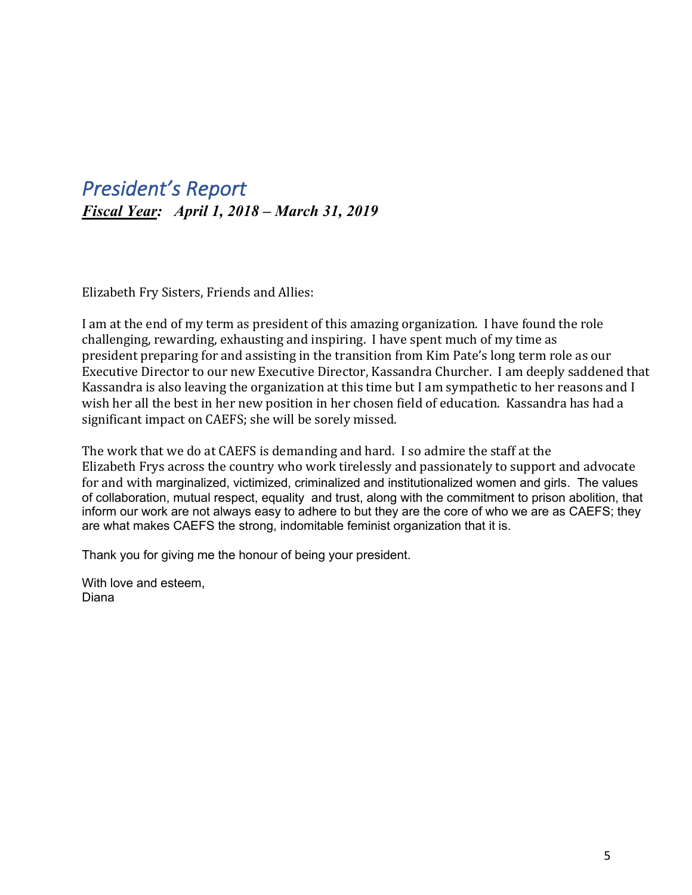## *President's Report*

***<u>Fiscal Year</u>: April 1, 2018 – March 31, 2019***

Elizabeth Fry Sisters, Friends and Allies:

I am at the end of my term as president of this amazing organization. I have found the role challenging, rewarding, exhausting and inspiring. I have spent much of my time as president preparing for and assisting in the transition from Kim Pate's long term role as our Executive Director to our new Executive Director, Kassandra Churcher. I am deeply saddened that Kassandra is also leaving the organization at this time but I am sympathetic to her reasons and I wish her all the best in her new position in her chosen field of education. Kassandra has had a significant impact on CAEFS; she will be sorely missed.

The work that we do at CAEFS is demanding and hard. I so admire the staff at the Elizabeth Frys across the country who work tirelessly and passionately to support and advocate for and with marginalized, victimized, criminalized and institutionalized women and girls. The values of collaboration, mutual respect, equality and trust, along with the commitment to prison abolition, that inform our work are not always easy to adhere to but they are the core of who we are as CAEFS; they are what makes CAEFS the strong, indomitable feminist organization that it is.

Thank you for giving me the honour of being your president.

With love and esteem,
Diana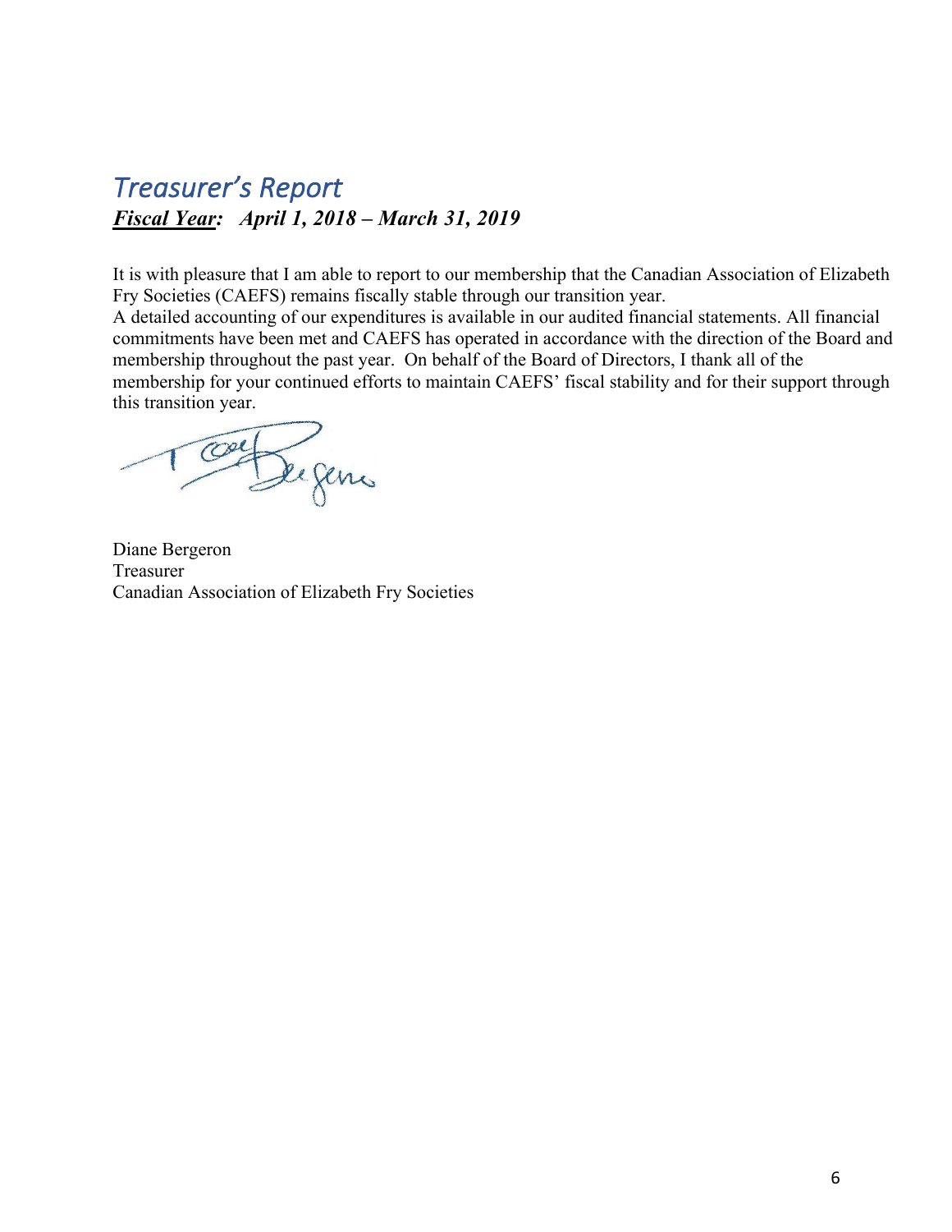## *Treasurer's Report*

***<u>Fiscal Year</u>: April 1, 2018 – March 31, 2019***

It is with pleasure that I am able to report to our membership that the Canadian Association of Elizabeth Fry Societies (CAEFS) remains fiscally stable through our transition year.
A detailed accounting of our expenditures is available in our audited financial statements. All financial commitments have been met and CAEFS has operated in accordance with the direction of the Board and membership throughout the past year. On behalf of the Board of Directors, I thank all of the membership for your continued efforts to maintain CAEFS' fiscal stability and for their support through this transition year.

Diane Bergeron
Treasurer
Canadian Association of Elizabeth Fry Societies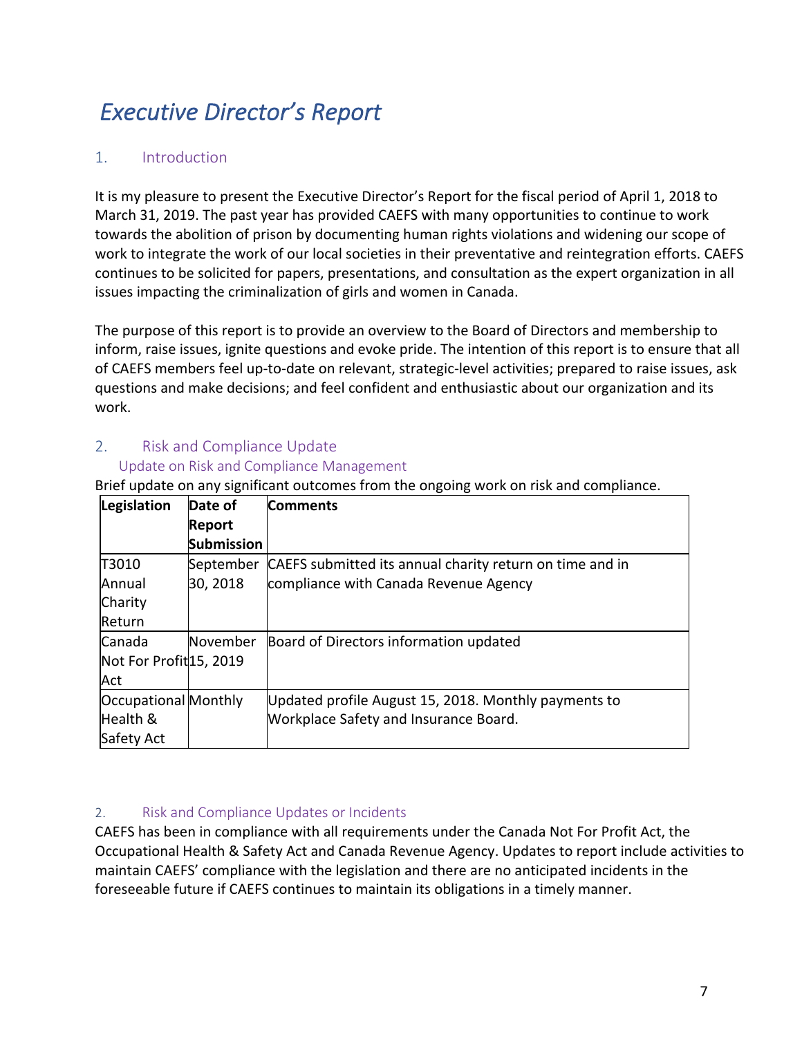# *Executive Director's Report*

## 1. Introduction

It is my pleasure to present the Executive Director's Report for the fiscal period of April 1, 2018 to March 31, 2019. The past year has provided CAEFS with many opportunities to continue to work towards the abolition of prison by documenting human rights violations and widening our scope of work to integrate the work of our local societies in their preventative and reintegration efforts. CAEFS continues to be solicited for papers, presentations, and consultation as the expert organization in all issues impacting the criminalization of girls and women in Canada.

The purpose of this report is to provide an overview to the Board of Directors and membership to inform, raise issues, ignite questions and evoke pride. The intention of this report is to ensure that all of CAEFS members feel up-to-date on relevant, strategic-level activities; prepared to raise issues, ask questions and make decisions; and feel confident and enthusiastic about our organization and its work.

## 2. Risk and Compliance Update

### Update on Risk and Compliance Management

Brief update on any significant outcomes from the ongoing work on risk and compliance.

| Legislation | Date of Report Submission | Comments |
|---|---|---|
| T3010 Annual Charity Return | September 30, 2018 | CAEFS submitted its annual charity return on time and in compliance with Canada Revenue Agency |
| Canada Not For Profit Act | November 15, 2019 | Board of Directors information updated |
| Occupational Health & Safety Act | Monthly | Updated profile August 15, 2018. Monthly payments to Workplace Safety and Insurance Board. |

### 2. Risk and Compliance Updates or Incidents

CAEFS has been in compliance with all requirements under the Canada Not For Profit Act, the Occupational Health & Safety Act and Canada Revenue Agency. Updates to report include activities to maintain CAEFS' compliance with the legislation and there are no anticipated incidents in the foreseeable future if CAEFS continues to maintain its obligations in a timely manner.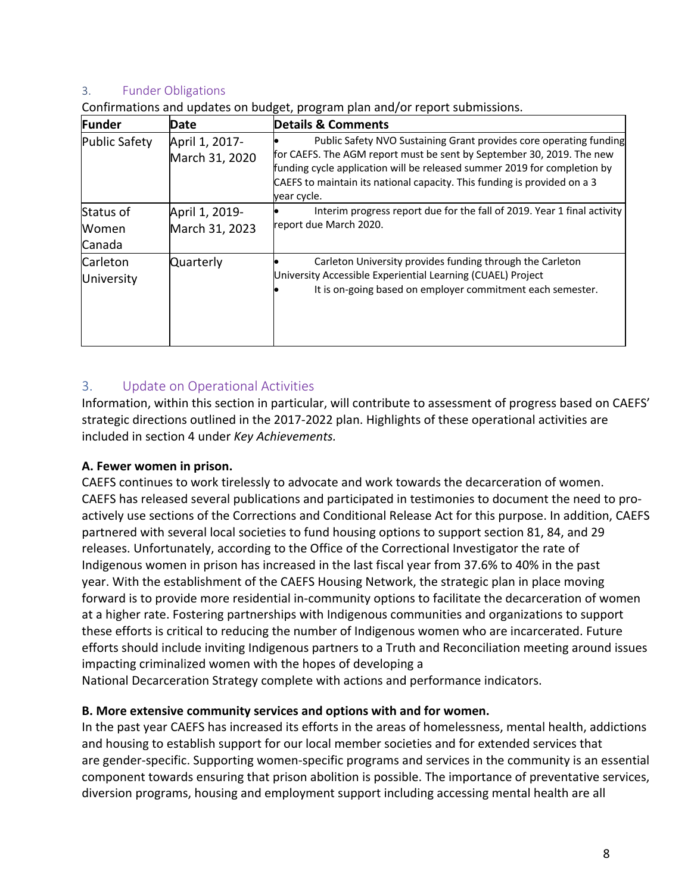## 3. Funder Obligations

Confirmations and updates on budget, program plan and/or report submissions.

| Funder | Date | Details & Comments |
|---|---|---|
| Public Safety | April 1, 2017-March 31, 2020 | • Public Safety NVO Sustaining Grant provides core operating funding for CAEFS. The AGM report must be sent by September 30, 2019. The new funding cycle application will be released summer 2019 for completion by CAEFS to maintain its national capacity. This funding is provided on a 3 year cycle. |
| Status of Women Canada | April 1, 2019-March 31, 2023 | • Interim progress report due for the fall of 2019. Year 1 final activity report due March 2020. |
| Carleton University | Quarterly | • Carleton University provides funding through the Carleton University Accessible Experiential Learning (CUAEL) Project<br>• It is on-going based on employer commitment each semester. |

## 3. Update on Operational Activities

Information, within this section in particular, will contribute to assessment of progress based on CAEFS' strategic directions outlined in the 2017-2022 plan. Highlights of these operational activities are included in section 4 under *Key Achievements*.

**A. Fewer women in prison.**

CAEFS continues to work tirelessly to advocate and work towards the decarceration of women. CAEFS has released several publications and participated in testimonies to document the need to pro-actively use sections of the Corrections and Conditional Release Act for this purpose. In addition, CAEFS partnered with several local societies to fund housing options to support section 81, 84, and 29 releases. Unfortunately, according to the Office of the Correctional Investigator the rate of Indigenous women in prison has increased in the last fiscal year from 37.6% to 40% in the past year. With the establishment of the CAEFS Housing Network, the strategic plan in place moving forward is to provide more residential in-community options to facilitate the decarceration of women at a higher rate. Fostering partnerships with Indigenous communities and organizations to support these efforts is critical to reducing the number of Indigenous women who are incarcerated. Future efforts should include inviting Indigenous partners to a Truth and Reconciliation meeting around issues impacting criminalized women with the hopes of developing a National Decarceration Strategy complete with actions and performance indicators.

**B. More extensive community services and options with and for women.**

In the past year CAEFS has increased its efforts in the areas of homelessness, mental health, addictions and housing to establish support for our local member societies and for extended services that are gender-specific. Supporting women-specific programs and services in the community is an essential component towards ensuring that prison abolition is possible. The importance of preventative services, diversion programs, housing and employment support including accessing mental health are all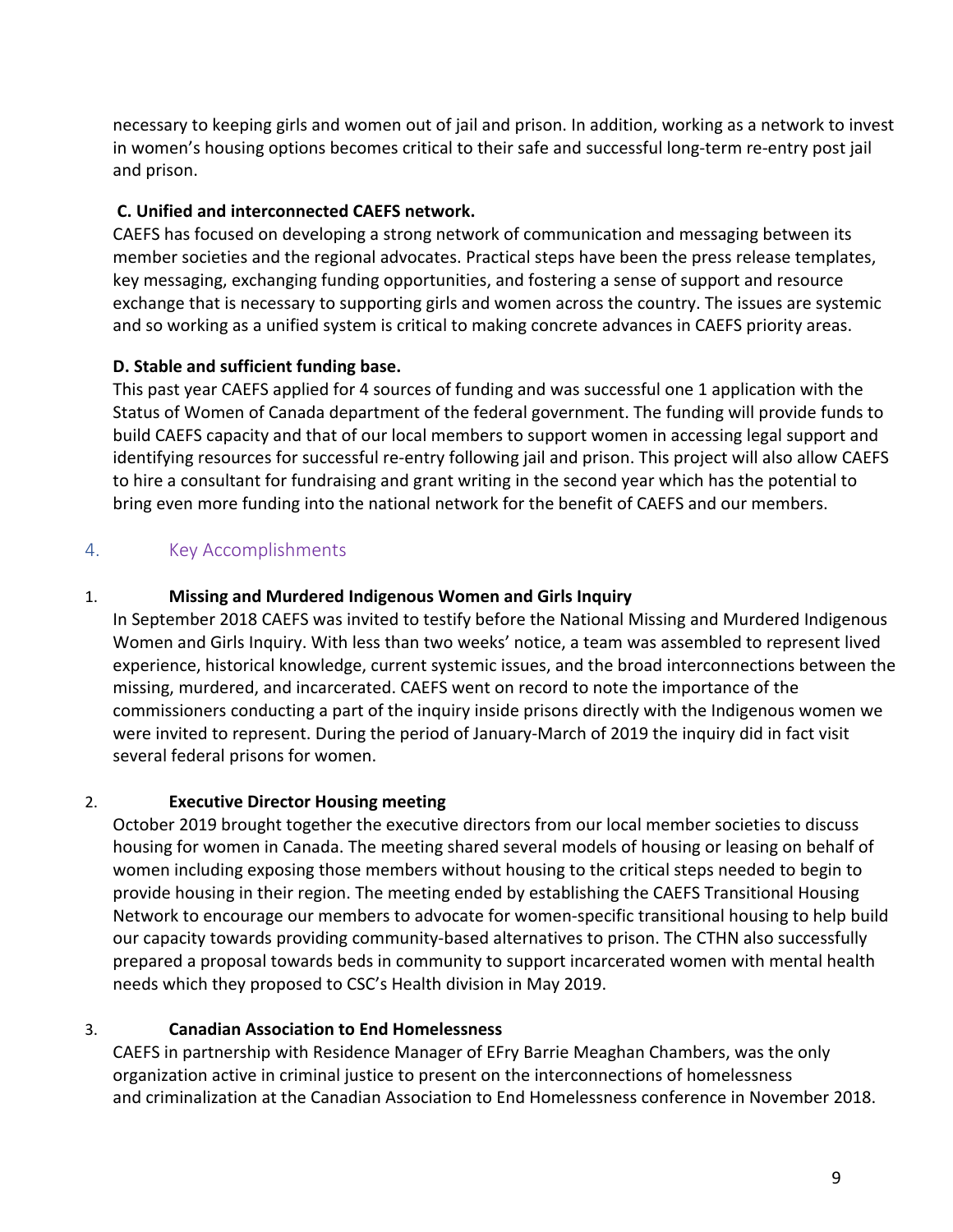necessary to keeping girls and women out of jail and prison. In addition, working as a network to invest in women's housing options becomes critical to their safe and successful long-term re-entry post jail and prison.

**C. Unified and interconnected CAEFS network.**

CAEFS has focused on developing a strong network of communication and messaging between its member societies and the regional advocates. Practical steps have been the press release templates, key messaging, exchanging funding opportunities, and fostering a sense of support and resource exchange that is necessary to supporting girls and women across the country. The issues are systemic and so working as a unified system is critical to making concrete advances in CAEFS priority areas.

**D. Stable and sufficient funding base.**

This past year CAEFS applied for 4 sources of funding and was successful one 1 application with the Status of Women of Canada department of the federal government. The funding will provide funds to build CAEFS capacity and that of our local members to support women in accessing legal support and identifying resources for successful re-entry following jail and prison. This project will also allow CAEFS to hire a consultant for fundraising and grant writing in the second year which has the potential to bring even more funding into the national network for the benefit of CAEFS and our members.

## 4. Key Accomplishments

### 1. Missing and Murdered Indigenous Women and Girls Inquiry

In September 2018 CAEFS was invited to testify before the National Missing and Murdered Indigenous Women and Girls Inquiry. With less than two weeks' notice, a team was assembled to represent lived experience, historical knowledge, current systemic issues, and the broad interconnections between the missing, murdered, and incarcerated. CAEFS went on record to note the importance of the commissioners conducting a part of the inquiry inside prisons directly with the Indigenous women we were invited to represent. During the period of January-March of 2019 the inquiry did in fact visit several federal prisons for women.

### 2. Executive Director Housing meeting

October 2019 brought together the executive directors from our local member societies to discuss housing for women in Canada. The meeting shared several models of housing or leasing on behalf of women including exposing those members without housing to the critical steps needed to begin to provide housing in their region. The meeting ended by establishing the CAEFS Transitional Housing Network to encourage our members to advocate for women-specific transitional housing to help build our capacity towards providing community-based alternatives to prison. The CTHN also successfully prepared a proposal towards beds in community to support incarcerated women with mental health needs which they proposed to CSC's Health division in May 2019.

### 3. Canadian Association to End Homelessness

CAEFS in partnership with Residence Manager of EFry Barrie Meaghan Chambers, was the only organization active in criminal justice to present on the interconnections of homelessness and criminalization at the Canadian Association to End Homelessness conference in November 2018.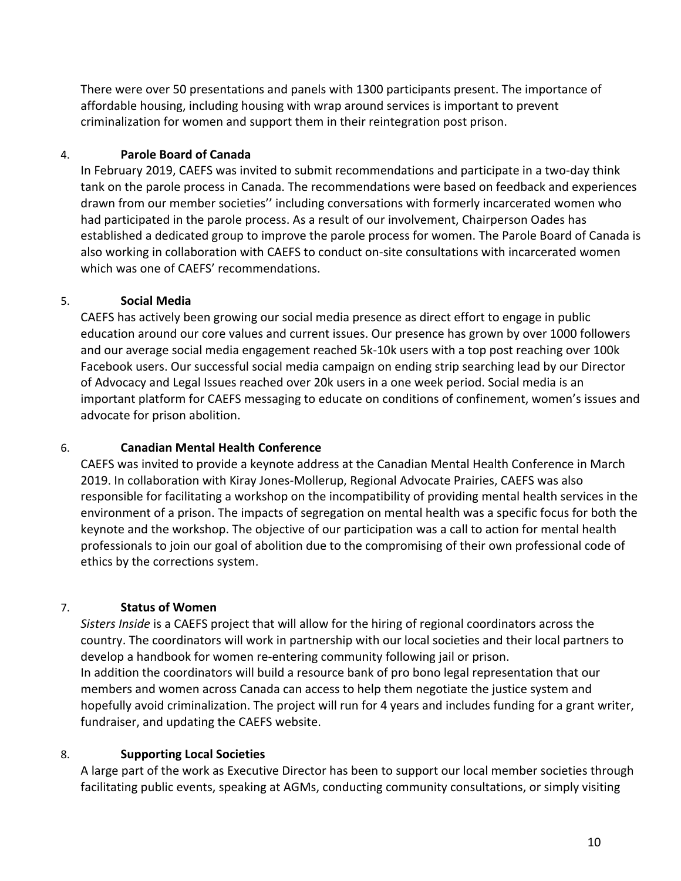There were over 50 presentations and panels with 1300 participants present. The importance of affordable housing, including housing with wrap around services is important to prevent criminalization for women and support them in their reintegration post prison.

4. **Parole Board of Canada**

In February 2019, CAEFS was invited to submit recommendations and participate in a two-day think tank on the parole process in Canada. The recommendations were based on feedback and experiences drawn from our member societies'' including conversations with formerly incarcerated women who had participated in the parole process. As a result of our involvement, Chairperson Oades has established a dedicated group to improve the parole process for women. The Parole Board of Canada is also working in collaboration with CAEFS to conduct on-site consultations with incarcerated women which was one of CAEFS' recommendations.

5. **Social Media**

CAEFS has actively been growing our social media presence as direct effort to engage in public education around our core values and current issues. Our presence has grown by over 1000 followers and our average social media engagement reached 5k-10k users with a top post reaching over 100k Facebook users. Our successful social media campaign on ending strip searching lead by our Director of Advocacy and Legal Issues reached over 20k users in a one week period. Social media is an important platform for CAEFS messaging to educate on conditions of confinement, women's issues and advocate for prison abolition.

6. **Canadian Mental Health Conference**

CAEFS was invited to provide a keynote address at the Canadian Mental Health Conference in March 2019. In collaboration with Kiray Jones-Mollerup, Regional Advocate Prairies, CAEFS was also responsible for facilitating a workshop on the incompatibility of providing mental health services in the environment of a prison. The impacts of segregation on mental health was a specific focus for both the keynote and the workshop. The objective of our participation was a call to action for mental health professionals to join our goal of abolition due to the compromising of their own professional code of ethics by the corrections system.

7. **Status of Women**

*Sisters Inside* is a CAEFS project that will allow for the hiring of regional coordinators across the country. The coordinators will work in partnership with our local societies and their local partners to develop a handbook for women re-entering community following jail or prison.
In addition the coordinators will build a resource bank of pro bono legal representation that our members and women across Canada can access to help them negotiate the justice system and hopefully avoid criminalization. The project will run for 4 years and includes funding for a grant writer, fundraiser, and updating the CAEFS website.

8. **Supporting Local Societies**

A large part of the work as Executive Director has been to support our local member societies through facilitating public events, speaking at AGMs, conducting community consultations, or simply visiting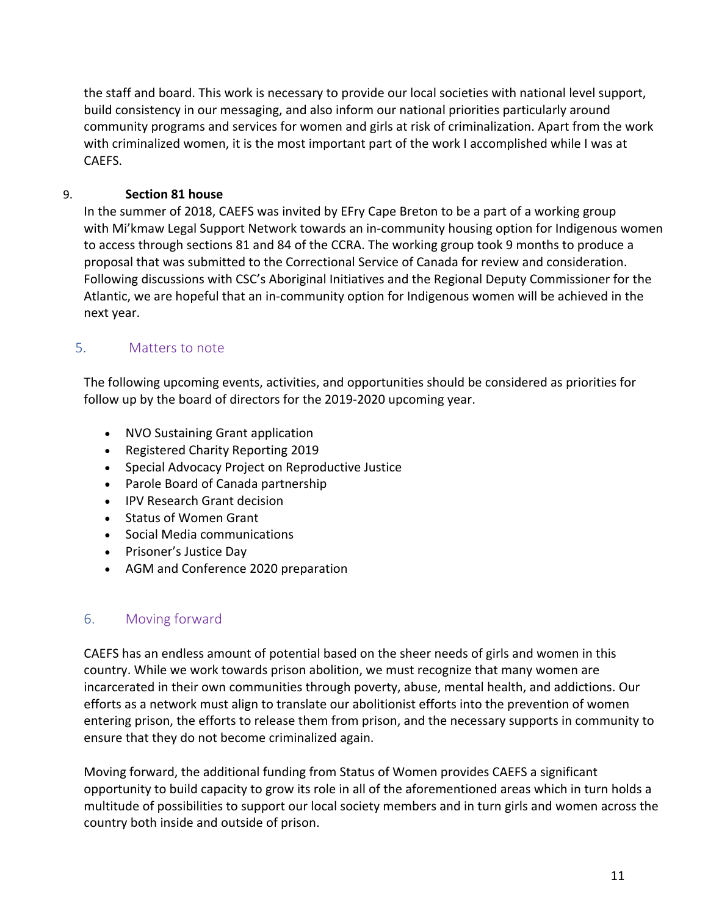the staff and board. This work is necessary to provide our local societies with national level support, build consistency in our messaging, and also inform our national priorities particularly around community programs and services for women and girls at risk of criminalization. Apart from the work with criminalized women, it is the most important part of the work I accomplished while I was at CAEFS.

9. **Section 81 house**

In the summer of 2018, CAEFS was invited by EFry Cape Breton to be a part of a working group with Mi'kmaw Legal Support Network towards an in-community housing option for Indigenous women to access through sections 81 and 84 of the CCRA. The working group took 9 months to produce a proposal that was submitted to the Correctional Service of Canada for review and consideration. Following discussions with CSC's Aboriginal Initiatives and the Regional Deputy Commissioner for the Atlantic, we are hopeful that an in-community option for Indigenous women will be achieved in the next year.

## 5. Matters to note

The following upcoming events, activities, and opportunities should be considered as priorities for follow up by the board of directors for the 2019-2020 upcoming year.

- NVO Sustaining Grant application
- Registered Charity Reporting 2019
- Special Advocacy Project on Reproductive Justice
- Parole Board of Canada partnership
- IPV Research Grant decision
- Status of Women Grant
- Social Media communications
- Prisoner's Justice Day
- AGM and Conference 2020 preparation

## 6. Moving forward

CAEFS has an endless amount of potential based on the sheer needs of girls and women in this country. While we work towards prison abolition, we must recognize that many women are incarcerated in their own communities through poverty, abuse, mental health, and addictions. Our efforts as a network must align to translate our abolitionist efforts into the prevention of women entering prison, the efforts to release them from prison, and the necessary supports in community to ensure that they do not become criminalized again.

Moving forward, the additional funding from Status of Women provides CAEFS a significant opportunity to build capacity to grow its role in all of the aforementioned areas which in turn holds a multitude of possibilities to support our local society members and in turn girls and women across the country both inside and outside of prison.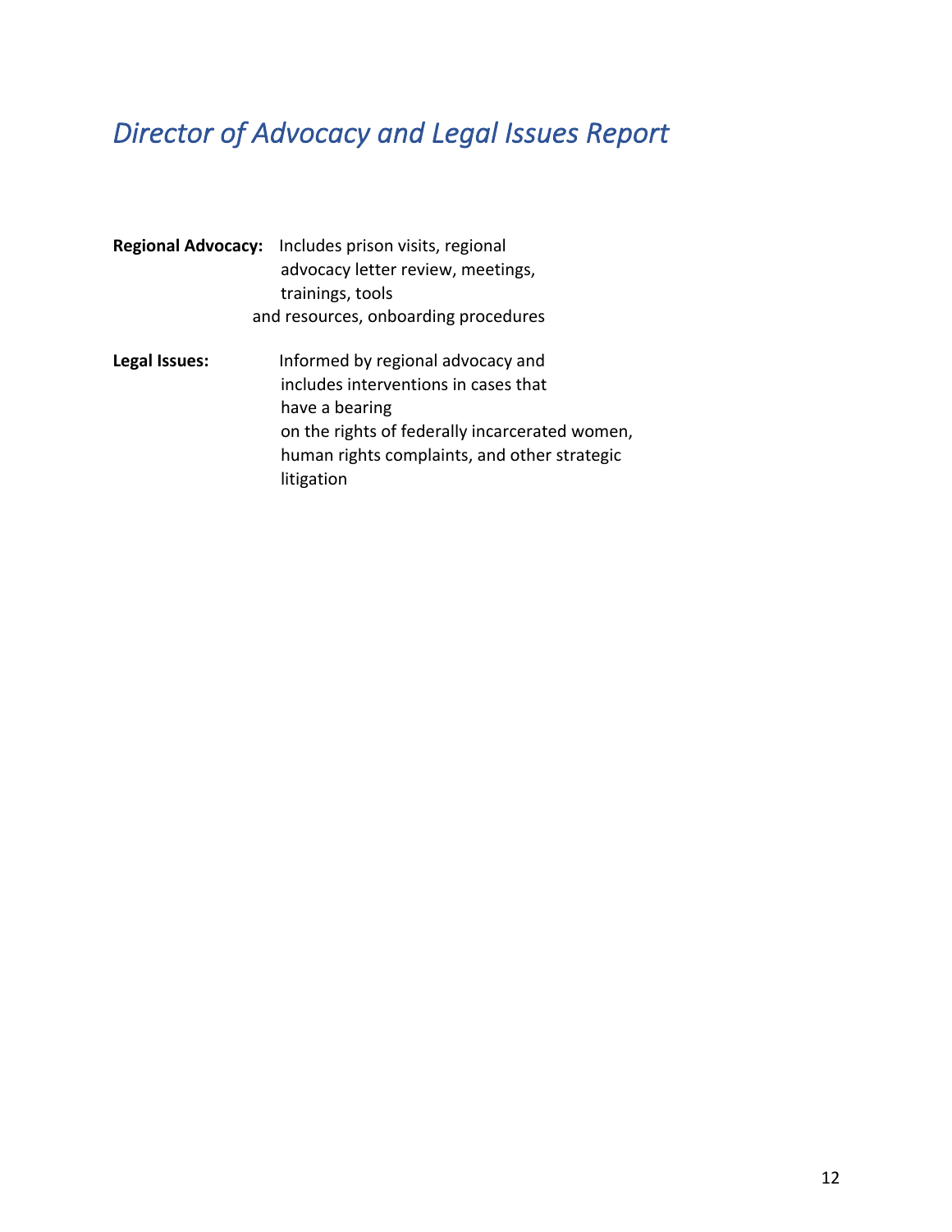# *Director of Advocacy and Legal Issues Report*

**Regional Advocacy:** Includes prison visits, regional advocacy letter review, meetings, trainings, tools and resources, onboarding procedures

**Legal Issues:** Informed by regional advocacy and includes interventions in cases that have a bearing on the rights of federally incarcerated women, human rights complaints, and other strategic litigation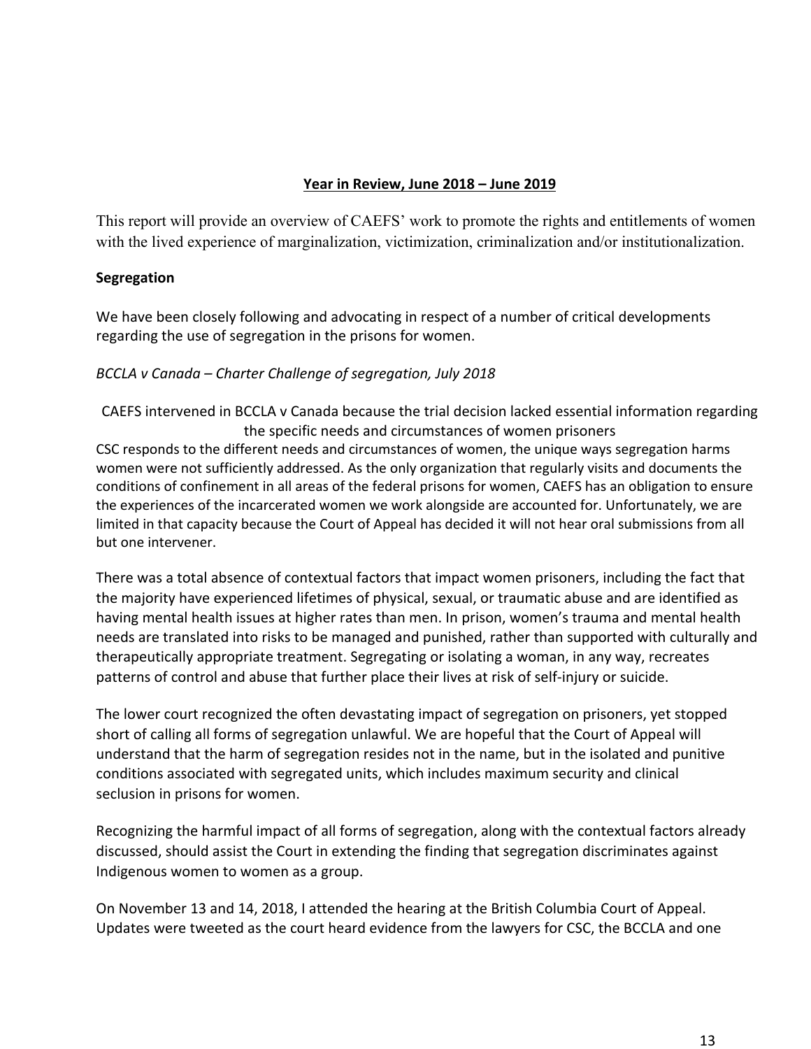**Year in Review, June 2018 – June 2019**

This report will provide an overview of CAEFS' work to promote the rights and entitlements of women with the lived experience of marginalization, victimization, criminalization and/or institutionalization.

**Segregation**

We have been closely following and advocating in respect of a number of critical developments regarding the use of segregation in the prisons for women.

*BCCLA v Canada – Charter Challenge of segregation, July 2018*

CAEFS intervened in BCCLA v Canada because the trial decision lacked essential information regarding the specific needs and circumstances of women prisoners

CSC responds to the different needs and circumstances of women, the unique ways segregation harms women were not sufficiently addressed. As the only organization that regularly visits and documents the conditions of confinement in all areas of the federal prisons for women, CAEFS has an obligation to ensure the experiences of the incarcerated women we work alongside are accounted for. Unfortunately, we are limited in that capacity because the Court of Appeal has decided it will not hear oral submissions from all but one intervener.

There was a total absence of contextual factors that impact women prisoners, including the fact that the majority have experienced lifetimes of physical, sexual, or traumatic abuse and are identified as having mental health issues at higher rates than men. In prison, women's trauma and mental health needs are translated into risks to be managed and punished, rather than supported with culturally and therapeutically appropriate treatment. Segregating or isolating a woman, in any way, recreates patterns of control and abuse that further place their lives at risk of self-injury or suicide.

The lower court recognized the often devastating impact of segregation on prisoners, yet stopped short of calling all forms of segregation unlawful. We are hopeful that the Court of Appeal will understand that the harm of segregation resides not in the name, but in the isolated and punitive conditions associated with segregated units, which includes maximum security and clinical seclusion in prisons for women.

Recognizing the harmful impact of all forms of segregation, along with the contextual factors already discussed, should assist the Court in extending the finding that segregation discriminates against Indigenous women to women as a group.

On November 13 and 14, 2018, I attended the hearing at the British Columbia Court of Appeal. Updates were tweeted as the court heard evidence from the lawyers for CSC, the BCCLA and one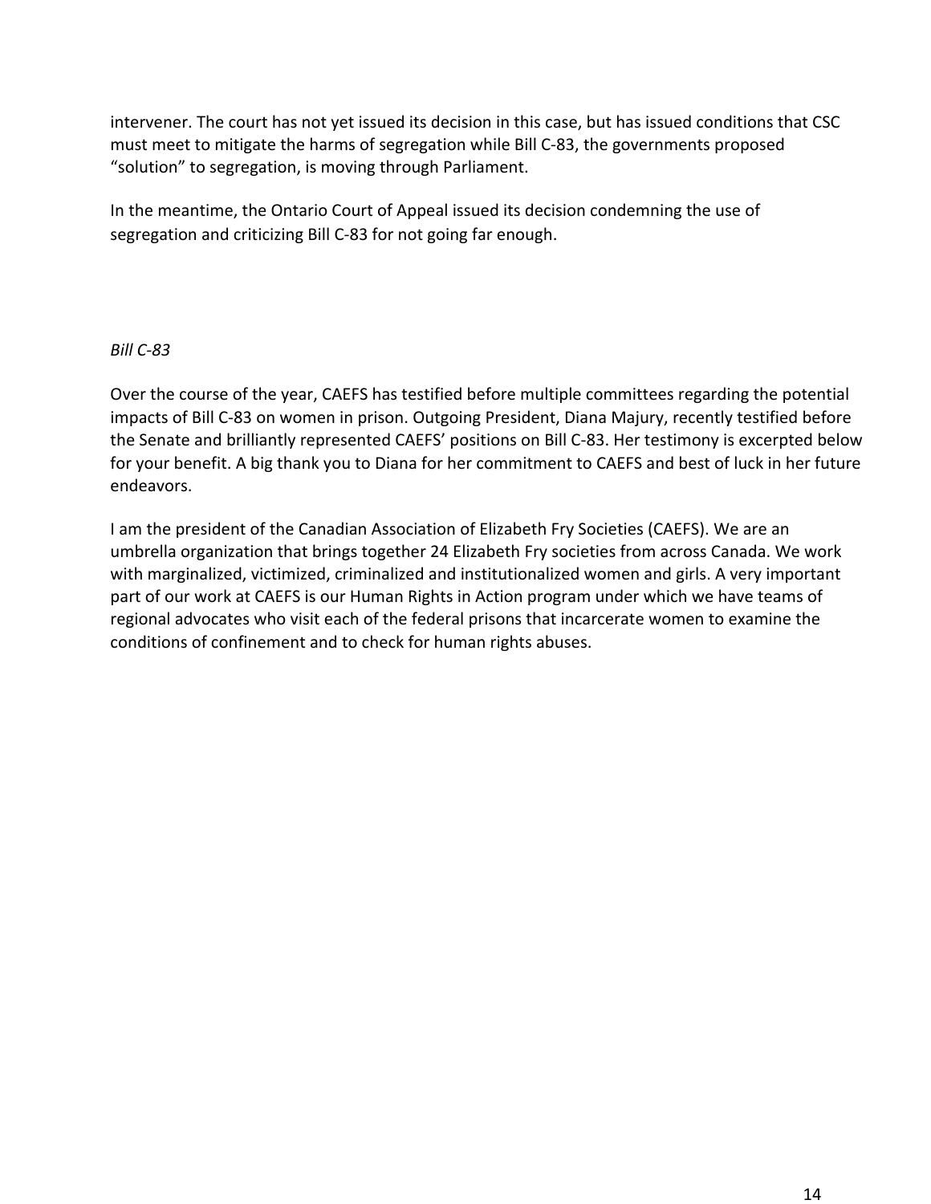intervener. The court has not yet issued its decision in this case, but has issued conditions that CSC must meet to mitigate the harms of segregation while Bill C-83, the governments proposed “solution” to segregation, is moving through Parliament.

In the meantime, the Ontario Court of Appeal issued its decision condemning the use of segregation and criticizing Bill C-83 for not going far enough.

*Bill C-83*

Over the course of the year, CAEFS has testified before multiple committees regarding the potential impacts of Bill C-83 on women in prison. Outgoing President, Diana Majury, recently testified before the Senate and brilliantly represented CAEFS’ positions on Bill C-83. Her testimony is excerpted below for your benefit. A big thank you to Diana for her commitment to CAEFS and best of luck in her future endeavors.

I am the president of the Canadian Association of Elizabeth Fry Societies (CAEFS). We are an umbrella organization that brings together 24 Elizabeth Fry societies from across Canada. We work with marginalized, victimized, criminalized and institutionalized women and girls. A very important part of our work at CAEFS is our Human Rights in Action program under which we have teams of regional advocates who visit each of the federal prisons that incarcerate women to examine the conditions of confinement and to check for human rights abuses.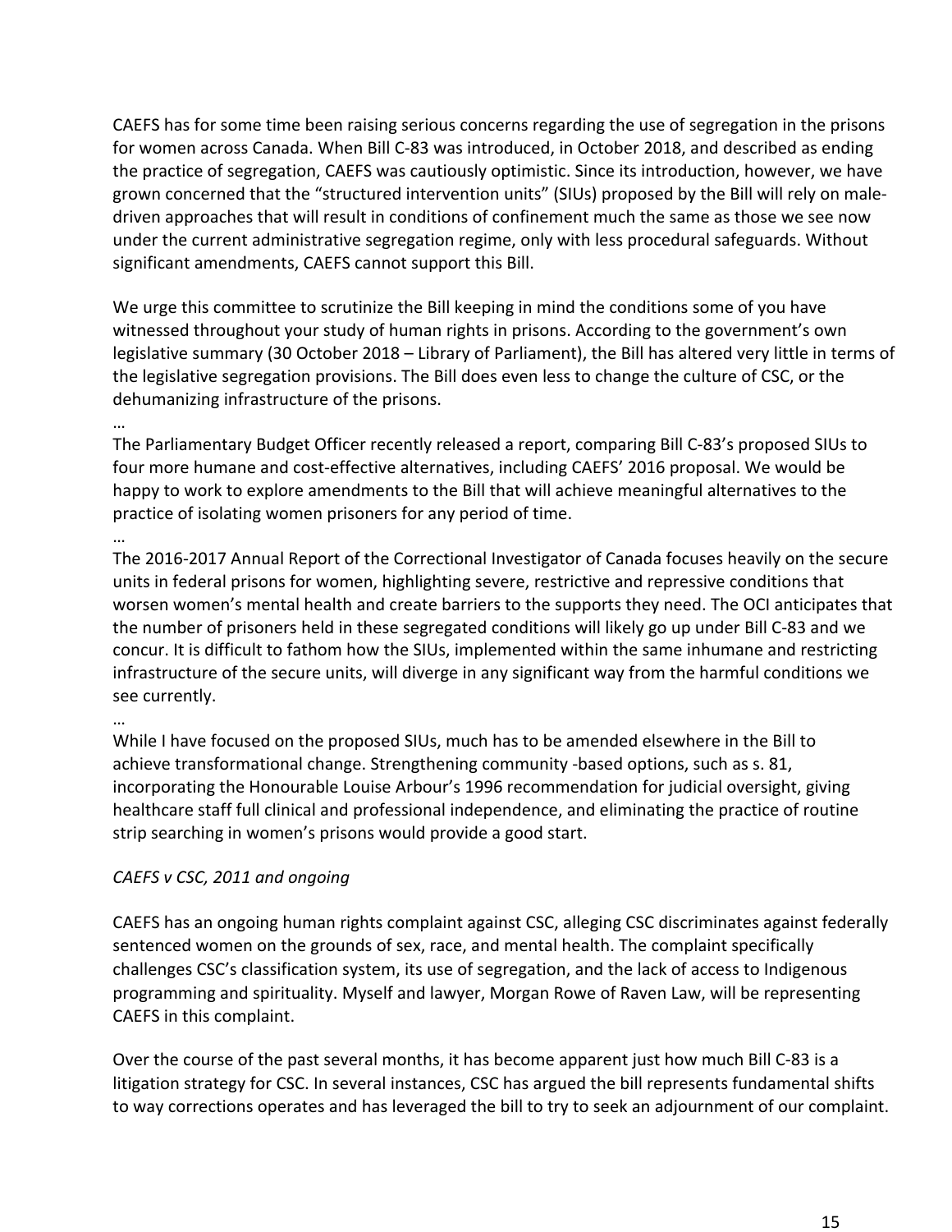CAEFS has for some time been raising serious concerns regarding the use of segregation in the prisons for women across Canada. When Bill C-83 was introduced, in October 2018, and described as ending the practice of segregation, CAEFS was cautiously optimistic. Since its introduction, however, we have grown concerned that the "structured intervention units" (SIUs) proposed by the Bill will rely on male-driven approaches that will result in conditions of confinement much the same as those we see now under the current administrative segregation regime, only with less procedural safeguards. Without significant amendments, CAEFS cannot support this Bill.

We urge this committee to scrutinize the Bill keeping in mind the conditions some of you have witnessed throughout your study of human rights in prisons. According to the government's own legislative summary (30 October 2018 – Library of Parliament), the Bill has altered very little in terms of the legislative segregation provisions. The Bill does even less to change the culture of CSC, or the dehumanizing infrastructure of the prisons.

…

The Parliamentary Budget Officer recently released a report, comparing Bill C-83's proposed SIUs to four more humane and cost-effective alternatives, including CAEFS' 2016 proposal. We would be happy to work to explore amendments to the Bill that will achieve meaningful alternatives to the practice of isolating women prisoners for any period of time.

…

The 2016-2017 Annual Report of the Correctional Investigator of Canada focuses heavily on the secure units in federal prisons for women, highlighting severe, restrictive and repressive conditions that worsen women's mental health and create barriers to the supports they need. The OCI anticipates that the number of prisoners held in these segregated conditions will likely go up under Bill C-83 and we concur. It is difficult to fathom how the SIUs, implemented within the same inhumane and restricting infrastructure of the secure units, will diverge in any significant way from the harmful conditions we see currently.

…

While I have focused on the proposed SIUs, much has to be amended elsewhere in the Bill to achieve transformational change. Strengthening community -based options, such as s. 81, incorporating the Honourable Louise Arbour's 1996 recommendation for judicial oversight, giving healthcare staff full clinical and professional independence, and eliminating the practice of routine strip searching in women's prisons would provide a good start.

*CAEFS v CSC, 2011 and ongoing*

CAEFS has an ongoing human rights complaint against CSC, alleging CSC discriminates against federally sentenced women on the grounds of sex, race, and mental health. The complaint specifically challenges CSC's classification system, its use of segregation, and the lack of access to Indigenous programming and spirituality. Myself and lawyer, Morgan Rowe of Raven Law, will be representing CAEFS in this complaint.

Over the course of the past several months, it has become apparent just how much Bill C-83 is a litigation strategy for CSC. In several instances, CSC has argued the bill represents fundamental shifts to way corrections operates and has leveraged the bill to try to seek an adjournment of our complaint.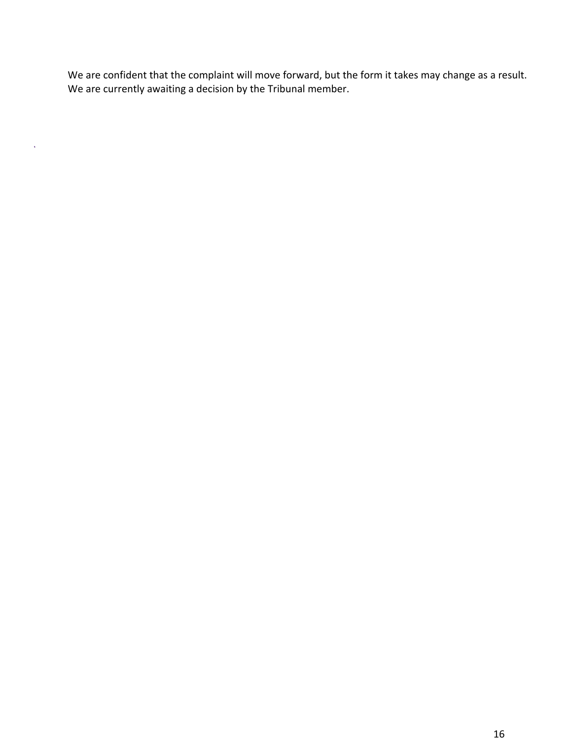We are confident that the complaint will move forward, but the form it takes may change as a result. We are currently awaiting a decision by the Tribunal member.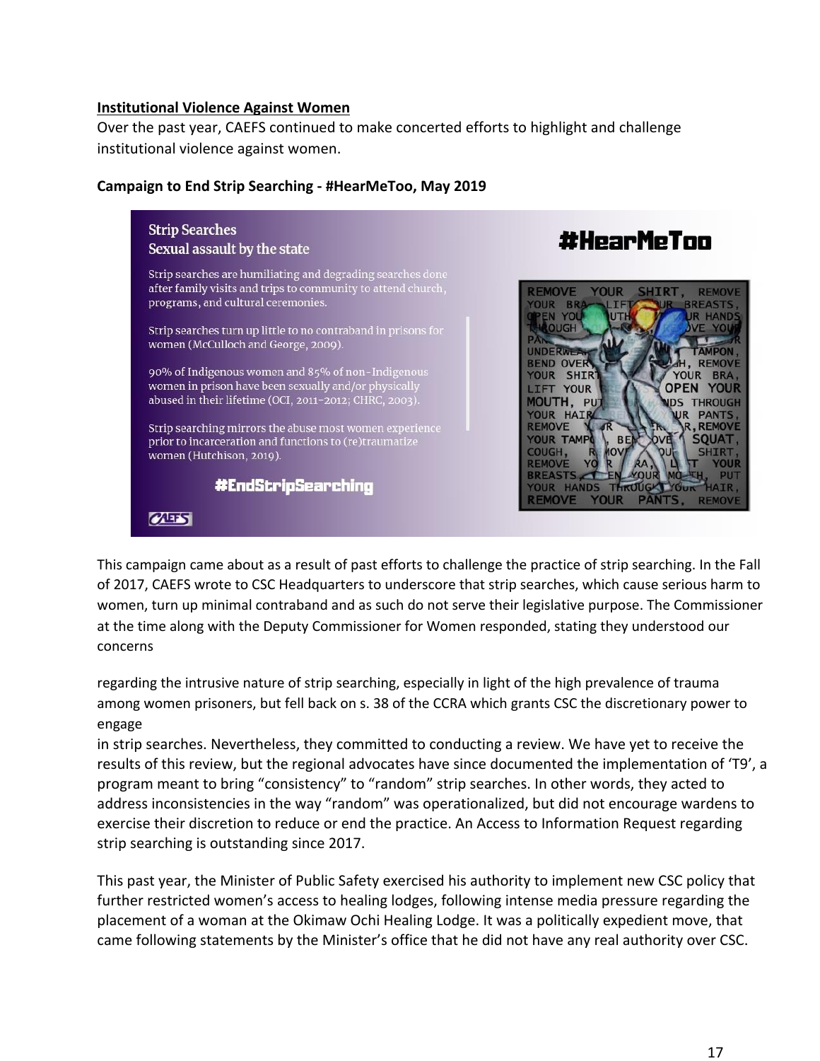**Institutional Violence Against Women**

Over the past year, CAEFS continued to make concerted efforts to highlight and challenge institutional violence against women.

**Campaign to End Strip Searching - #HearMeToo, May 2019**

Strip Searches
Sexual assault by the state

Strip searches are humiliating and degrading searches done after family visits and trips to community to attend church, programs, and cultural ceremonies.

Strip searches turn up little to no contraband in prisons for women (McCulloch and George, 2009).

90% of Indigenous women and 85% of non-Indigenous women in prison have been sexually and/or physically abused in their lifetime (OCI, 2011-2012; CHRC, 2003).

Strip searching mirrors the abuse most women experience prior to incarceration and functions to (re)traumatize women (Hutchison, 2019).

#EndStripSearching

#HearMeToo

This campaign came about as a result of past efforts to challenge the practice of strip searching. In the Fall of 2017, CAEFS wrote to CSC Headquarters to underscore that strip searches, which cause serious harm to women, turn up minimal contraband and as such do not serve their legislative purpose. The Commissioner at the time along with the Deputy Commissioner for Women responded, stating they understood our concerns

regarding the intrusive nature of strip searching, especially in light of the high prevalence of trauma among women prisoners, but fell back on s. 38 of the CCRA which grants CSC the discretionary power to engage in strip searches. Nevertheless, they committed to conducting a review. We have yet to receive the results of this review, but the regional advocates have since documented the implementation of 'T9', a program meant to bring "consistency" to "random" strip searches. In other words, they acted to address inconsistencies in the way "random" was operationalized, but did not encourage wardens to exercise their discretion to reduce or end the practice. An Access to Information Request regarding strip searching is outstanding since 2017.

This past year, the Minister of Public Safety exercised his authority to implement new CSC policy that further restricted women's access to healing lodges, following intense media pressure regarding the placement of a woman at the Okimaw Ochi Healing Lodge. It was a politically expedient move, that came following statements by the Minister's office that he did not have any real authority over CSC.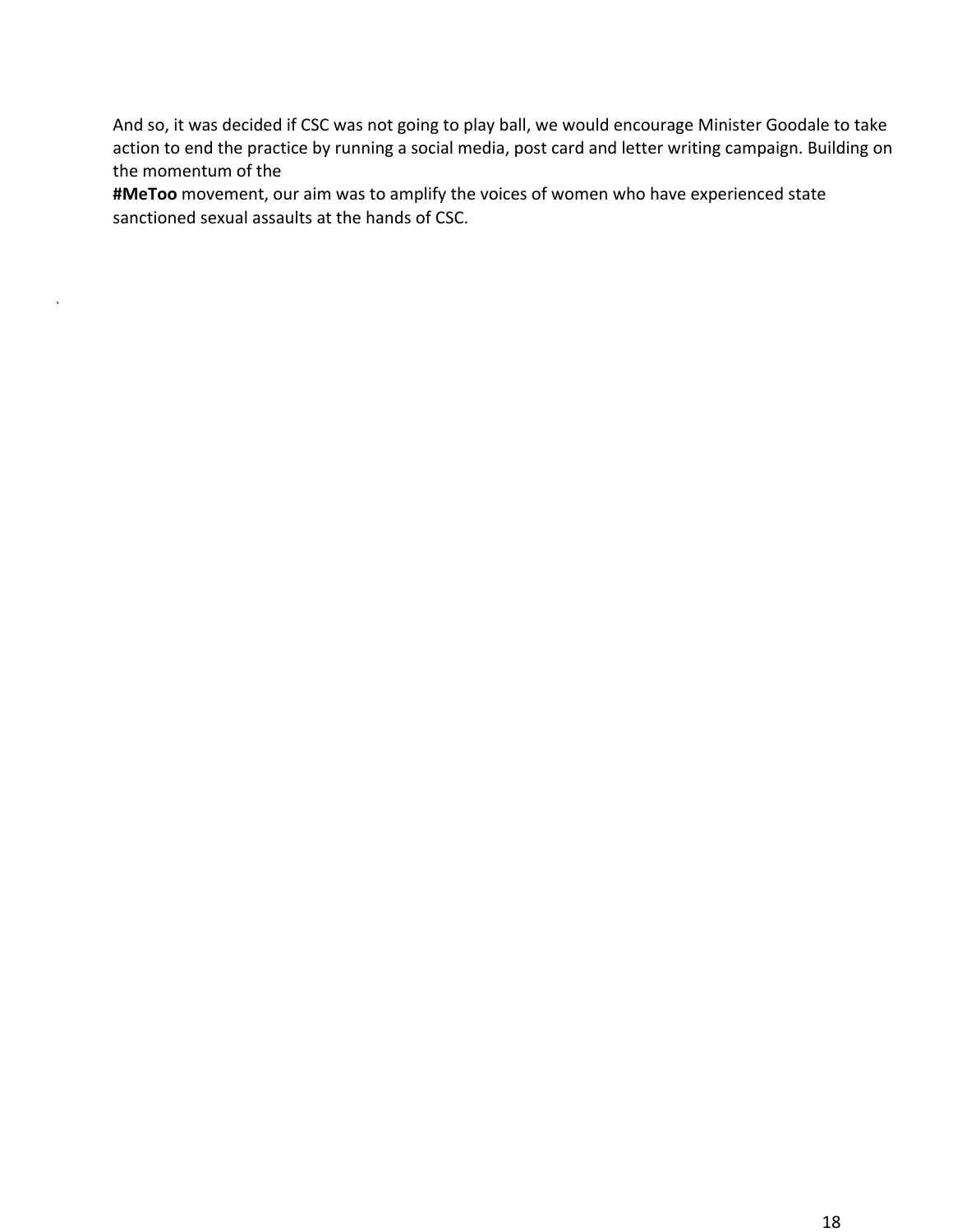And so, it was decided if CSC was not going to play ball, we would encourage Minister Goodale to take action to end the practice by running a social media, post card and letter writing campaign. Building on the momentum of the **#MeToo** movement, our aim was to amplify the voices of women who have experienced state sanctioned sexual assaults at the hands of CSC.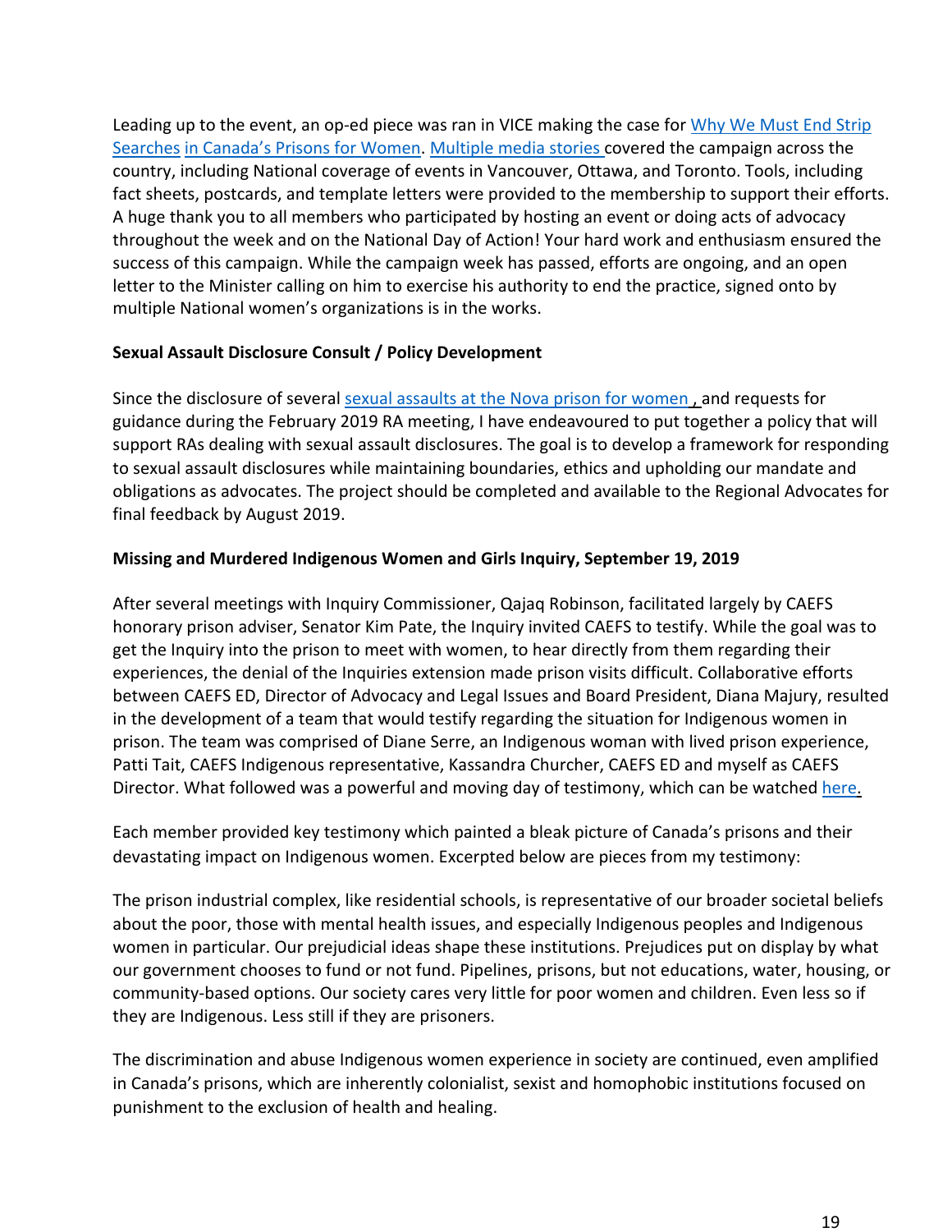Leading up to the event, an op-ed piece was ran in VICE making the case for Why We Must End Strip Searches in Canada's Prisons for Women. Multiple media stories covered the campaign across the country, including National coverage of events in Vancouver, Ottawa, and Toronto. Tools, including fact sheets, postcards, and template letters were provided to the membership to support their efforts. A huge thank you to all members who participated by hosting an event or doing acts of advocacy throughout the week and on the National Day of Action! Your hard work and enthusiasm ensured the success of this campaign. While the campaign week has passed, efforts are ongoing, and an open letter to the Minister calling on him to exercise his authority to end the practice, signed onto by multiple National women's organizations is in the works.

**Sexual Assault Disclosure Consult / Policy Development**

Since the disclosure of several sexual assaults at the Nova prison for women , and requests for guidance during the February 2019 RA meeting, I have endeavoured to put together a policy that will support RAs dealing with sexual assault disclosures. The goal is to develop a framework for responding to sexual assault disclosures while maintaining boundaries, ethics and upholding our mandate and obligations as advocates. The project should be completed and available to the Regional Advocates for final feedback by August 2019.

**Missing and Murdered Indigenous Women and Girls Inquiry, September 19, 2019**

After several meetings with Inquiry Commissioner, Qajaq Robinson, facilitated largely by CAEFS honorary prison adviser, Senator Kim Pate, the Inquiry invited CAEFS to testify. While the goal was to get the Inquiry into the prison to meet with women, to hear directly from them regarding their experiences, the denial of the Inquiries extension made prison visits difficult. Collaborative efforts between CAEFS ED, Director of Advocacy and Legal Issues and Board President, Diana Majury, resulted in the development of a team that would testify regarding the situation for Indigenous women in prison. The team was comprised of Diane Serre, an Indigenous woman with lived prison experience, Patti Tait, CAEFS Indigenous representative, Kassandra Churcher, CAEFS ED and myself as CAEFS Director. What followed was a powerful and moving day of testimony, which can be watched here.

Each member provided key testimony which painted a bleak picture of Canada's prisons and their devastating impact on Indigenous women. Excerpted below are pieces from my testimony:

The prison industrial complex, like residential schools, is representative of our broader societal beliefs about the poor, those with mental health issues, and especially Indigenous peoples and Indigenous women in particular. Our prejudicial ideas shape these institutions. Prejudices put on display by what our government chooses to fund or not fund. Pipelines, prisons, but not educations, water, housing, or community-based options. Our society cares very little for poor women and children. Even less so if they are Indigenous. Less still if they are prisoners.

The discrimination and abuse Indigenous women experience in society are continued, even amplified in Canada's prisons, which are inherently colonialist, sexist and homophobic institutions focused on punishment to the exclusion of health and healing.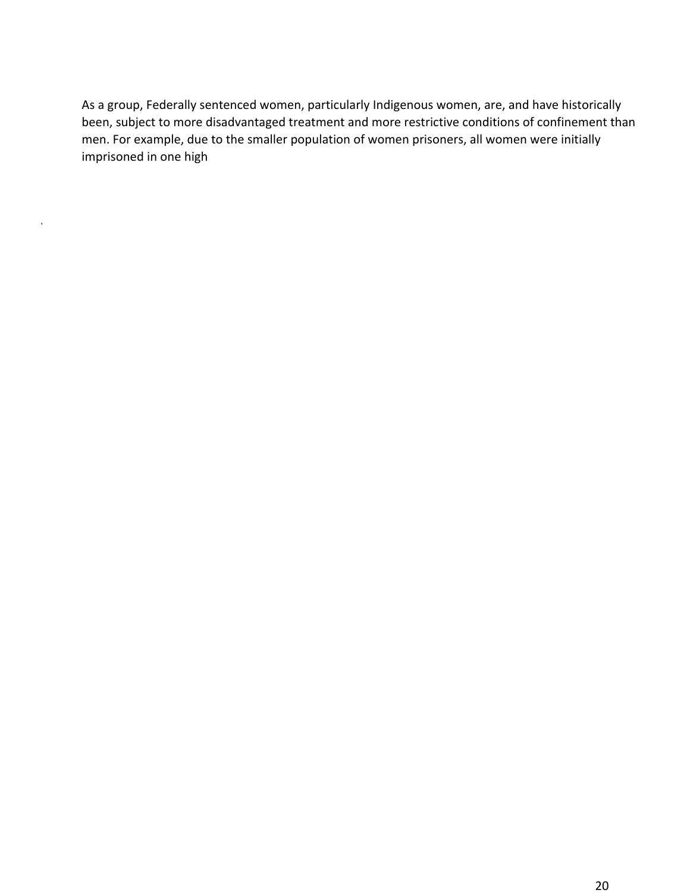As a group, Federally sentenced women, particularly Indigenous women, are, and have historically been, subject to more disadvantaged treatment and more restrictive conditions of confinement than men. For example, due to the smaller population of women prisoners, all women were initially imprisoned in one high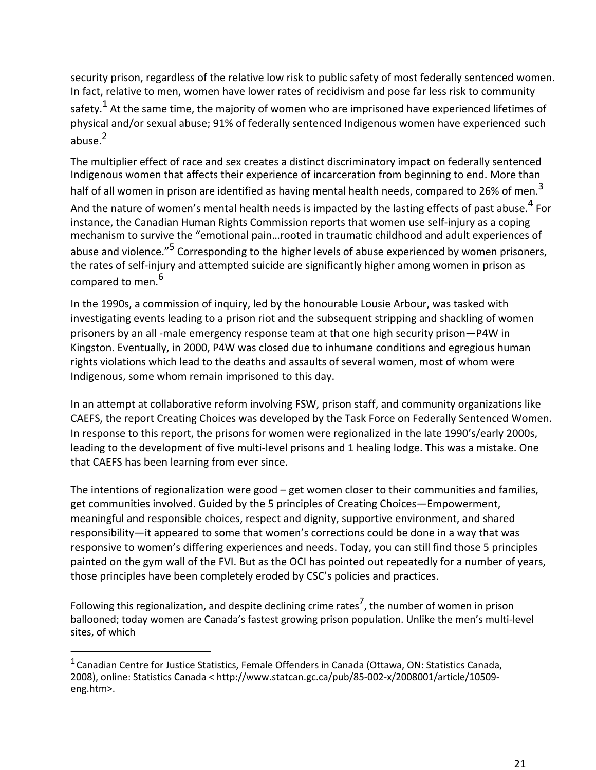security prison, regardless of the relative low risk to public safety of most federally sentenced women. In fact, relative to men, women have lower rates of recidivism and pose far less risk to community safety.[1] At the same time, the majority of women who are imprisoned have experienced lifetimes of physical and/or sexual abuse; 91% of federally sentenced Indigenous women have experienced such abuse.[2]

The multiplier effect of race and sex creates a distinct discriminatory impact on federally sentenced Indigenous women that affects their experience of incarceration from beginning to end. More than half of all women in prison are identified as having mental health needs, compared to 26% of men.[3] And the nature of women's mental health needs is impacted by the lasting effects of past abuse.[4] For instance, the Canadian Human Rights Commission reports that women use self-injury as a coping mechanism to survive the "emotional pain…rooted in traumatic childhood and adult experiences of abuse and violence."[5] Corresponding to the higher levels of abuse experienced by women prisoners, the rates of self-injury and attempted suicide are significantly higher among women in prison as compared to men.[6]

In the 1990s, a commission of inquiry, led by the honourable Lousie Arbour, was tasked with investigating events leading to a prison riot and the subsequent stripping and shackling of women prisoners by an all -male emergency response team at that one high security prison—P4W in Kingston. Eventually, in 2000, P4W was closed due to inhumane conditions and egregious human rights violations which lead to the deaths and assaults of several women, most of whom were Indigenous, some whom remain imprisoned to this day.

In an attempt at collaborative reform involving FSW, prison staff, and community organizations like CAEFS, the report Creating Choices was developed by the Task Force on Federally Sentenced Women. In response to this report, the prisons for women were regionalized in the late 1990's/early 2000s, leading to the development of five multi-level prisons and 1 healing lodge. This was a mistake. One that CAEFS has been learning from ever since.

The intentions of regionalization were good – get women closer to their communities and families, get communities involved. Guided by the 5 principles of Creating Choices—Empowerment, meaningful and responsible choices, respect and dignity, supportive environment, and shared responsibility—it appeared to some that women's corrections could be done in a way that was responsive to women's differing experiences and needs. Today, you can still find those 5 principles painted on the gym wall of the FVI. But as the OCI has pointed out repeatedly for a number of years, those principles have been completely eroded by CSC's policies and practices.

Following this regionalization, and despite declining crime rates[7], the number of women in prison ballooned; today women are Canada's fastest growing prison population. Unlike the men's multi-level sites, of which

---

[1] Canadian Centre for Justice Statistics, Female Offenders in Canada (Ottawa, ON: Statistics Canada, 2008), online: Statistics Canada < http://www.statcan.gc.ca/pub/85-002-x/2008001/article/10509-eng.htm>.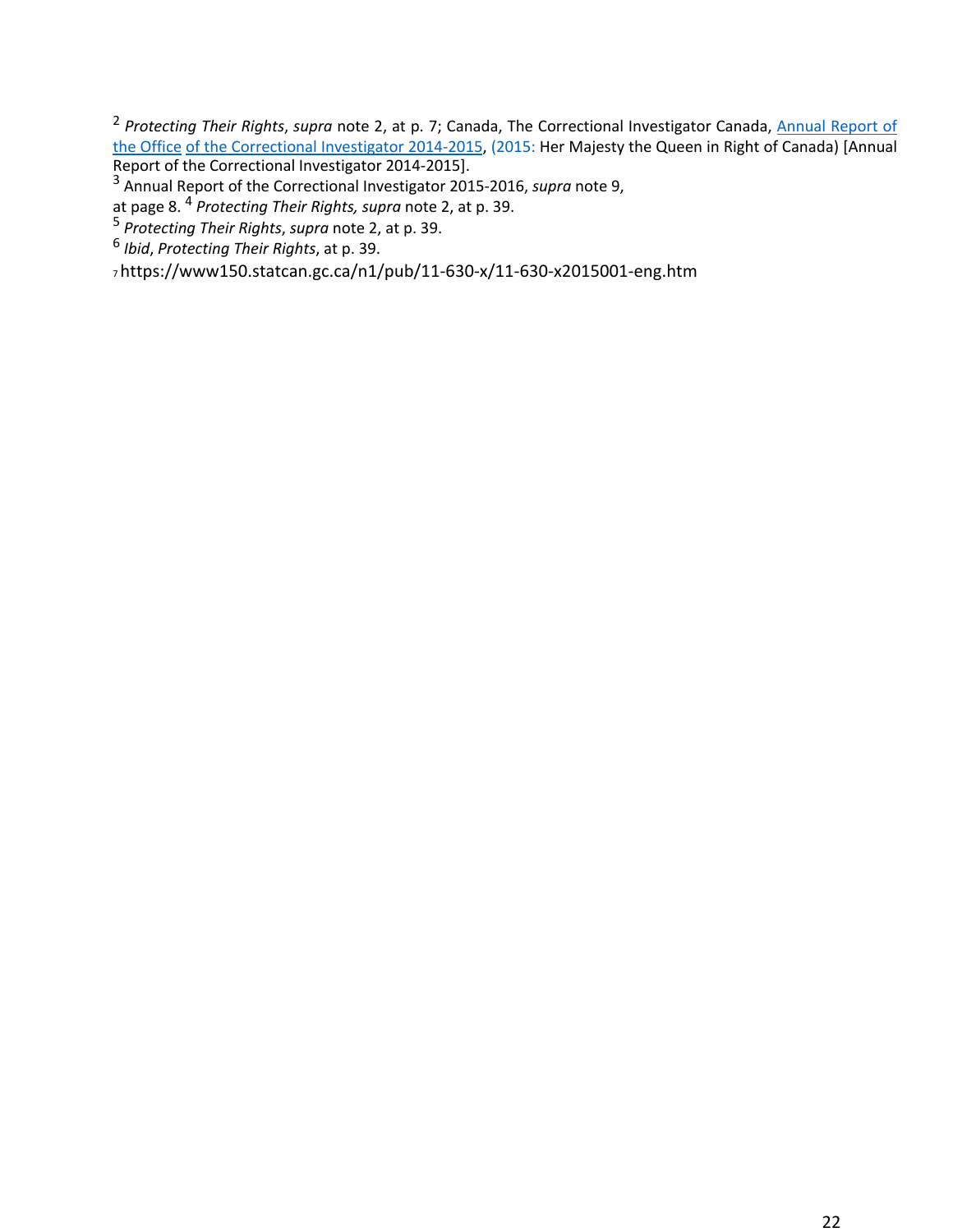[2] *Protecting Their Rights*, *supra* note 2, at p. 7; Canada, The Correctional Investigator Canada, Annual Report of the Office of the Correctional Investigator 2014-2015, (2015: Her Majesty the Queen in Right of Canada) [Annual Report of the Correctional Investigator 2014-2015].

[3] Annual Report of the Correctional Investigator 2015-2016, *supra* note 9, at page 8.

[4] *Protecting Their Rights, supra* note 2, at p. 39.

[5] *Protecting Their Rights*, *supra* note 2, at p. 39.

[6] *Ibid*, *Protecting Their Rights*, at p. 39.

[7] https://www150.statcan.gc.ca/n1/pub/11-630-x/11-630-x2015001-eng.htm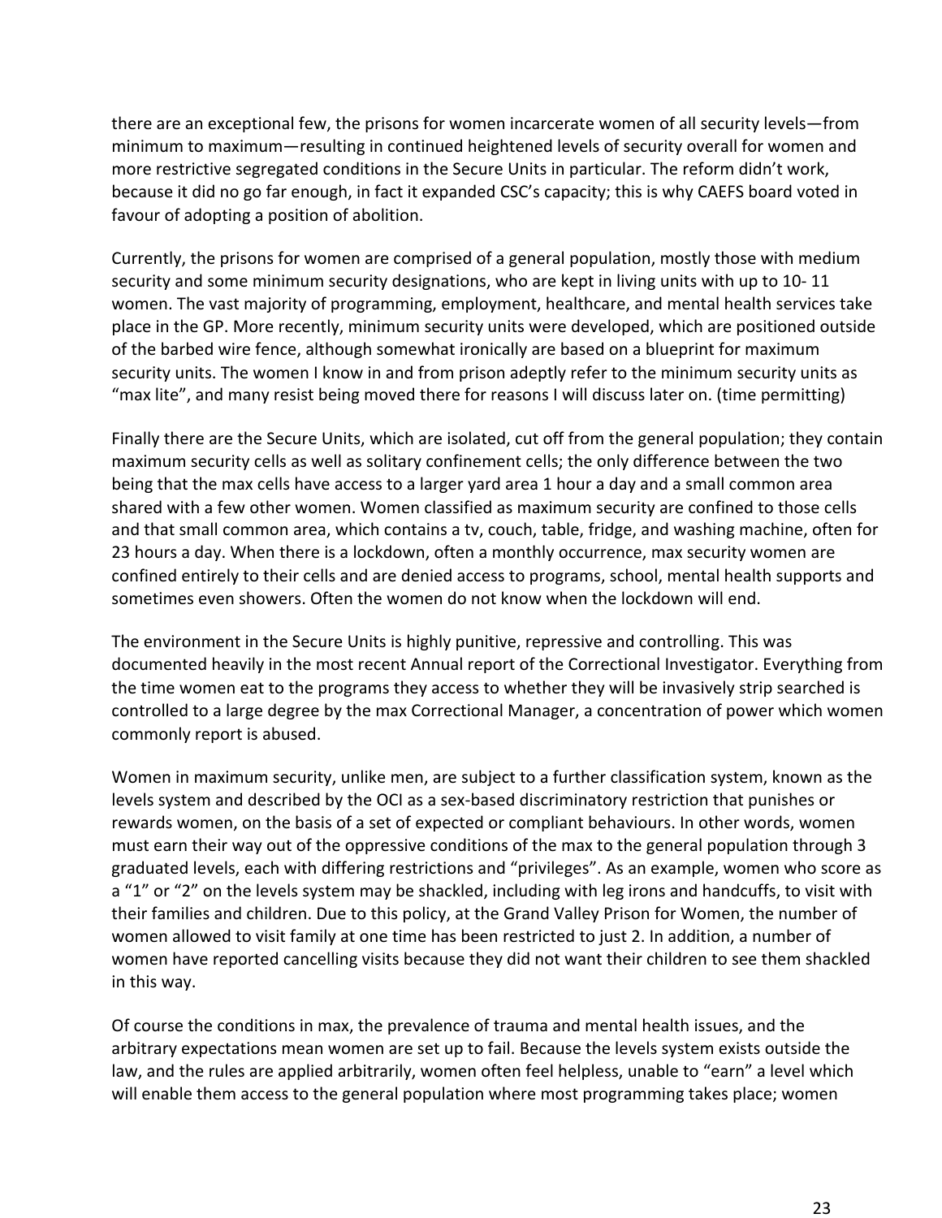there are an exceptional few, the prisons for women incarcerate women of all security levels—from minimum to maximum—resulting in continued heightened levels of security overall for women and more restrictive segregated conditions in the Secure Units in particular. The reform didn't work, because it did no go far enough, in fact it expanded CSC's capacity; this is why CAEFS board voted in favour of adopting a position of abolition.

Currently, the prisons for women are comprised of a general population, mostly those with medium security and some minimum security designations, who are kept in living units with up to 10- 11 women. The vast majority of programming, employment, healthcare, and mental health services take place in the GP. More recently, minimum security units were developed, which are positioned outside of the barbed wire fence, although somewhat ironically are based on a blueprint for maximum security units. The women I know in and from prison adeptly refer to the minimum security units as "max lite", and many resist being moved there for reasons I will discuss later on. (time permitting)

Finally there are the Secure Units, which are isolated, cut off from the general population; they contain maximum security cells as well as solitary confinement cells; the only difference between the two being that the max cells have access to a larger yard area 1 hour a day and a small common area shared with a few other women. Women classified as maximum security are confined to those cells and that small common area, which contains a tv, couch, table, fridge, and washing machine, often for 23 hours a day. When there is a lockdown, often a monthly occurrence, max security women are confined entirely to their cells and are denied access to programs, school, mental health supports and sometimes even showers. Often the women do not know when the lockdown will end.

The environment in the Secure Units is highly punitive, repressive and controlling. This was documented heavily in the most recent Annual report of the Correctional Investigator. Everything from the time women eat to the programs they access to whether they will be invasively strip searched is controlled to a large degree by the max Correctional Manager, a concentration of power which women commonly report is abused.

Women in maximum security, unlike men, are subject to a further classification system, known as the levels system and described by the OCI as a sex-based discriminatory restriction that punishes or rewards women, on the basis of a set of expected or compliant behaviours. In other words, women must earn their way out of the oppressive conditions of the max to the general population through 3 graduated levels, each with differing restrictions and "privileges". As an example, women who score as a "1" or "2" on the levels system may be shackled, including with leg irons and handcuffs, to visit with their families and children. Due to this policy, at the Grand Valley Prison for Women, the number of women allowed to visit family at one time has been restricted to just 2. In addition, a number of women have reported cancelling visits because they did not want their children to see them shackled in this way.

Of course the conditions in max, the prevalence of trauma and mental health issues, and the arbitrary expectations mean women are set up to fail. Because the levels system exists outside the law, and the rules are applied arbitrarily, women often feel helpless, unable to "earn" a level which will enable them access to the general population where most programming takes place; women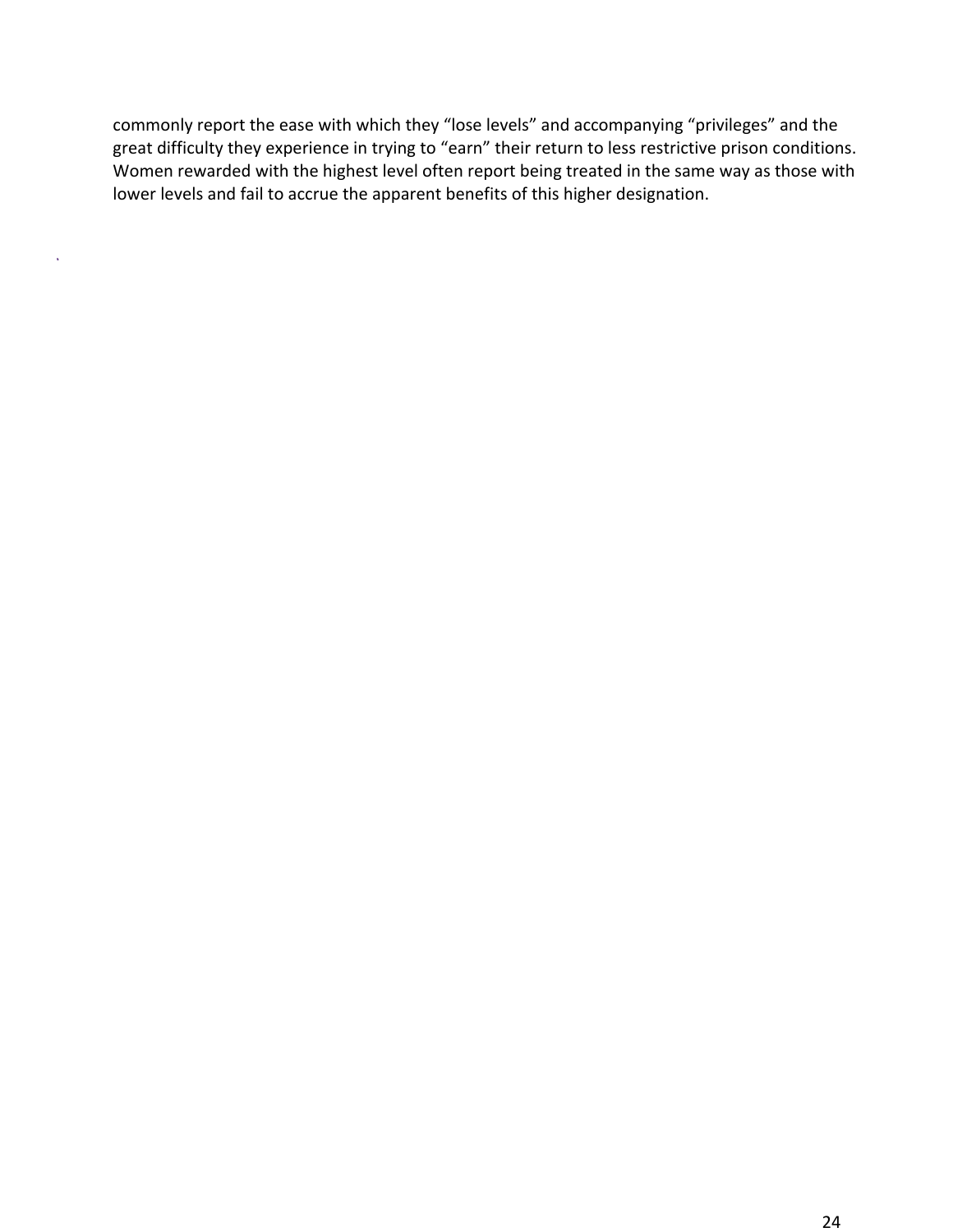commonly report the ease with which they “lose levels” and accompanying “privileges” and the great difficulty they experience in trying to “earn” their return to less restrictive prison conditions. Women rewarded with the highest level often report being treated in the same way as those with lower levels and fail to accrue the apparent benefits of this higher designation.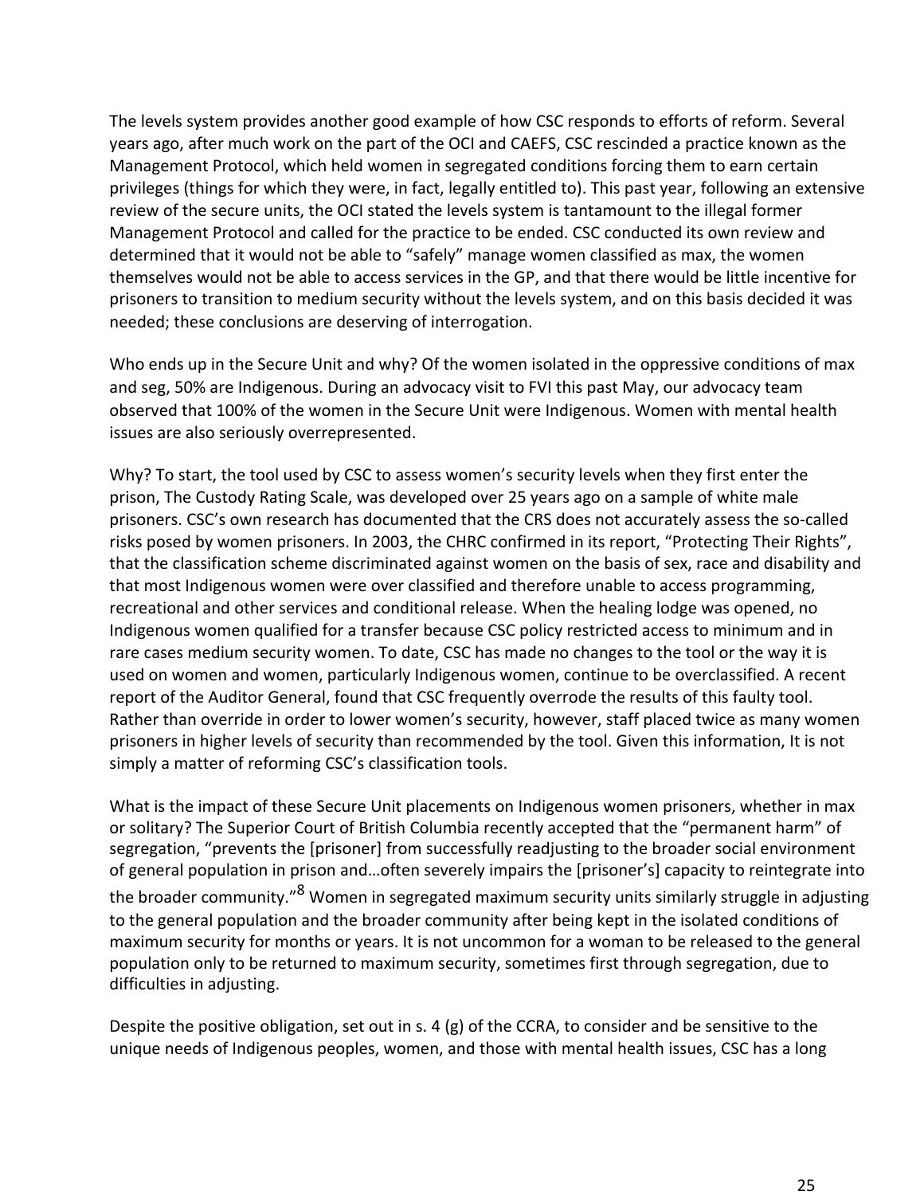The levels system provides another good example of how CSC responds to efforts of reform. Several years ago, after much work on the part of the OCI and CAEFS, CSC rescinded a practice known as the Management Protocol, which held women in segregated conditions forcing them to earn certain privileges (things for which they were, in fact, legally entitled to). This past year, following an extensive review of the secure units, the OCI stated the levels system is tantamount to the illegal former Management Protocol and called for the practice to be ended. CSC conducted its own review and determined that it would not be able to "safely" manage women classified as max, the women themselves would not be able to access services in the GP, and that there would be little incentive for prisoners to transition to medium security without the levels system, and on this basis decided it was needed; these conclusions are deserving of interrogation.

Who ends up in the Secure Unit and why? Of the women isolated in the oppressive conditions of max and seg, 50% are Indigenous. During an advocacy visit to FVI this past May, our advocacy team observed that 100% of the women in the Secure Unit were Indigenous. Women with mental health issues are also seriously overrepresented.

Why? To start, the tool used by CSC to assess women's security levels when they first enter the prison, The Custody Rating Scale, was developed over 25 years ago on a sample of white male prisoners. CSC's own research has documented that the CRS does not accurately assess the so-called risks posed by women prisoners. In 2003, the CHRC confirmed in its report, "Protecting Their Rights", that the classification scheme discriminated against women on the basis of sex, race and disability and that most Indigenous women were over classified and therefore unable to access programming, recreational and other services and conditional release. When the healing lodge was opened, no Indigenous women qualified for a transfer because CSC policy restricted access to minimum and in rare cases medium security women. To date, CSC has made no changes to the tool or the way it is used on women and women, particularly Indigenous women, continue to be overclassified. A recent report of the Auditor General, found that CSC frequently overrode the results of this faulty tool. Rather than override in order to lower women's security, however, staff placed twice as many women prisoners in higher levels of security than recommended by the tool. Given this information, It is not simply a matter of reforming CSC's classification tools.

What is the impact of these Secure Unit placements on Indigenous women prisoners, whether in max or solitary? The Superior Court of British Columbia recently accepted that the "permanent harm" of segregation, "prevents the [prisoner] from successfully readjusting to the broader social environment of general population in prison and…often severely impairs the [prisoner's] capacity to reintegrate into the broader community."[8] Women in segregated maximum security units similarly struggle in adjusting to the general population and the broader community after being kept in the isolated conditions of maximum security for months or years. It is not uncommon for a woman to be released to the general population only to be returned to maximum security, sometimes first through segregation, due to difficulties in adjusting.

Despite the positive obligation, set out in s. 4 (g) of the CCRA, to consider and be sensitive to the unique needs of Indigenous peoples, women, and those with mental health issues, CSC has a long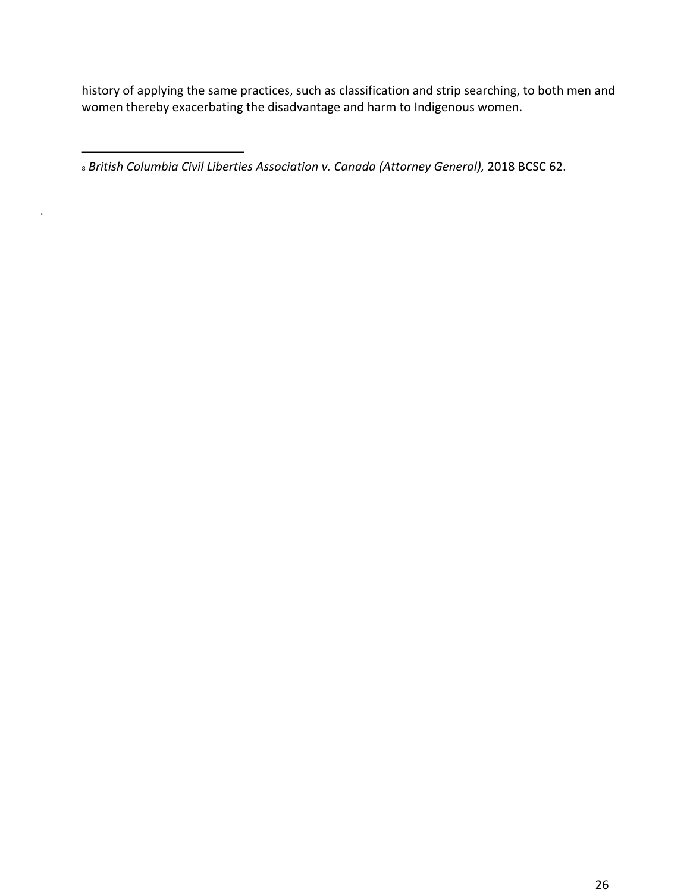history of applying the same practices, such as classification and strip searching, to both men and women thereby exacerbating the disadvantage and harm to Indigenous women.

---

[8] *British Columbia Civil Liberties Association v. Canada (Attorney General),* 2018 BCSC 62.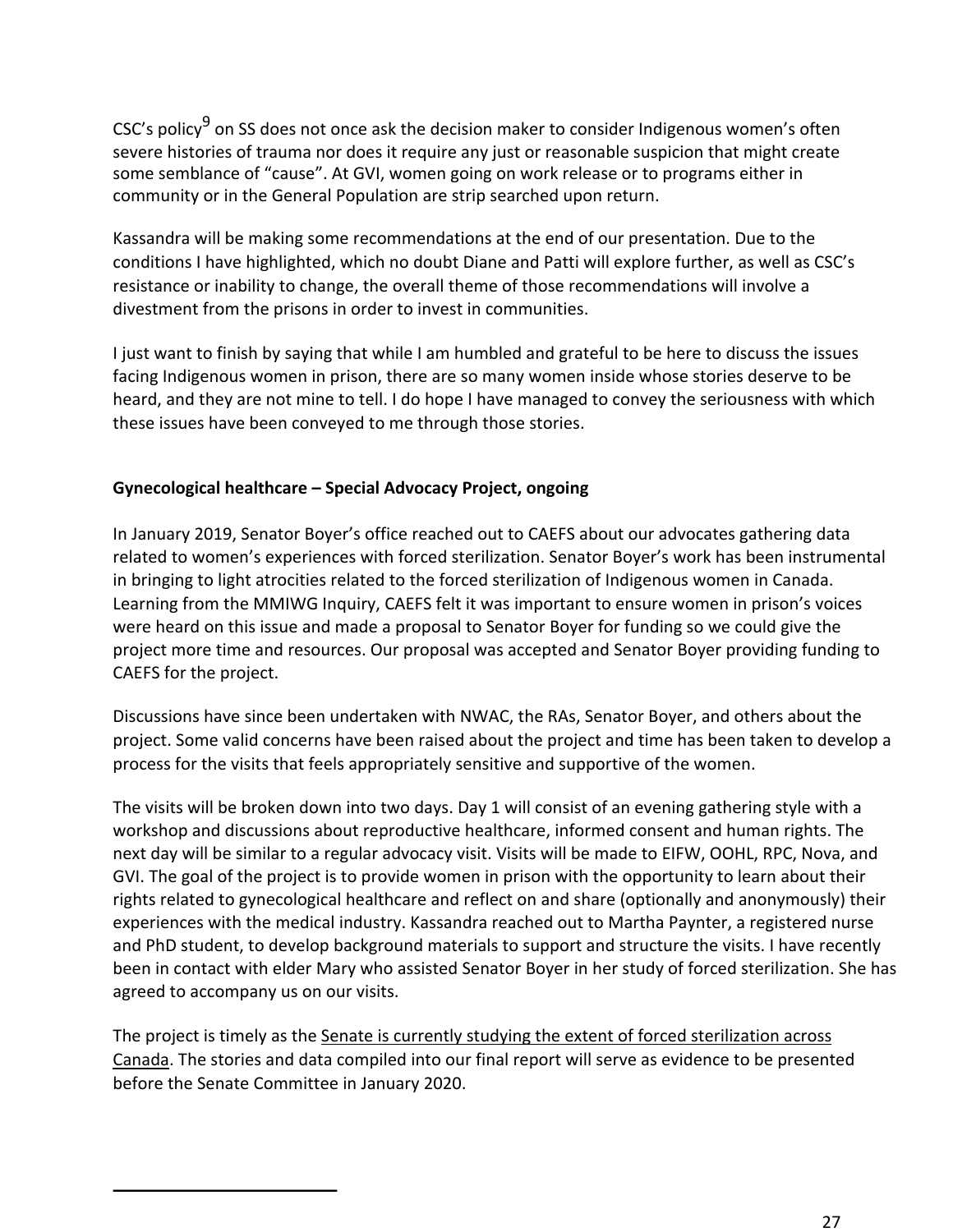CSC's policy[9] on SS does not once ask the decision maker to consider Indigenous women's often severe histories of trauma nor does it require any just or reasonable suspicion that might create some semblance of "cause". At GVI, women going on work release or to programs either in community or in the General Population are strip searched upon return.

Kassandra will be making some recommendations at the end of our presentation. Due to the conditions I have highlighted, which no doubt Diane and Patti will explore further, as well as CSC's resistance or inability to change, the overall theme of those recommendations will involve a divestment from the prisons in order to invest in communities.

I just want to finish by saying that while I am humbled and grateful to be here to discuss the issues facing Indigenous women in prison, there are so many women inside whose stories deserve to be heard, and they are not mine to tell. I do hope I have managed to convey the seriousness with which these issues have been conveyed to me through those stories.

**Gynecological healthcare – Special Advocacy Project, ongoing**

In January 2019, Senator Boyer's office reached out to CAEFS about our advocates gathering data related to women's experiences with forced sterilization. Senator Boyer's work has been instrumental in bringing to light atrocities related to the forced sterilization of Indigenous women in Canada. Learning from the MMIWG Inquiry, CAEFS felt it was important to ensure women in prison's voices were heard on this issue and made a proposal to Senator Boyer for funding so we could give the project more time and resources. Our proposal was accepted and Senator Boyer providing funding to CAEFS for the project.

Discussions have since been undertaken with NWAC, the RAs, Senator Boyer, and others about the project. Some valid concerns have been raised about the project and time has been taken to develop a process for the visits that feels appropriately sensitive and supportive of the women.

The visits will be broken down into two days. Day 1 will consist of an evening gathering style with a workshop and discussions about reproductive healthcare, informed consent and human rights. The next day will be similar to a regular advocacy visit. Visits will be made to EIFW, OOHL, RPC, Nova, and GVI. The goal of the project is to provide women in prison with the opportunity to learn about their rights related to gynecological healthcare and reflect on and share (optionally and anonymously) their experiences with the medical industry. Kassandra reached out to Martha Paynter, a registered nurse and PhD student, to develop background materials to support and structure the visits. I have recently been in contact with elder Mary who assisted Senator Boyer in her study of forced sterilization. She has agreed to accompany us on our visits.

The project is timely as the Senate is currently studying the extent of forced sterilization across Canada. The stories and data compiled into our final report will serve as evidence to be presented before the Senate Committee in January 2020.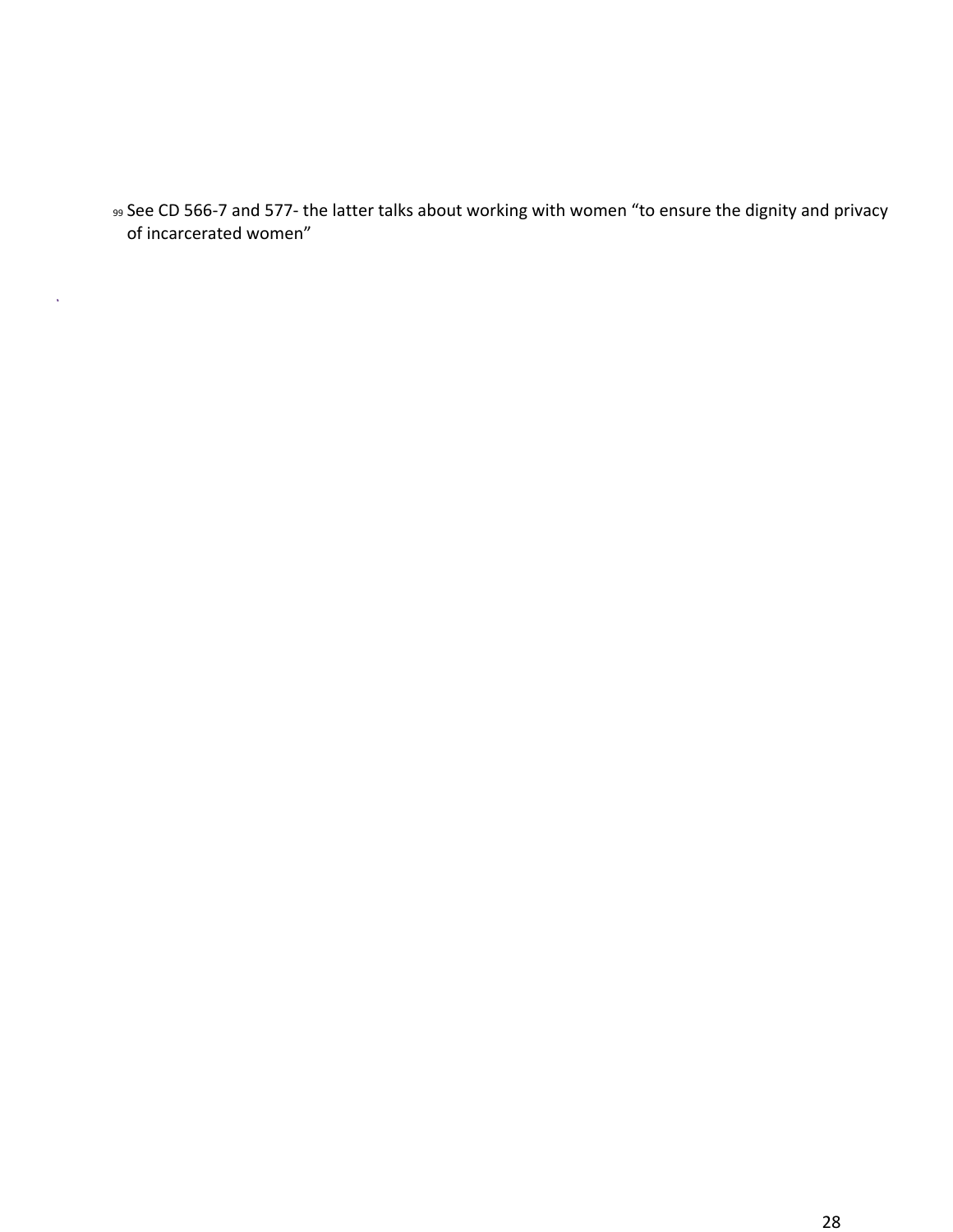[99] See CD 566-7 and 577- the latter talks about working with women "to ensure the dignity and privacy of incarcerated women"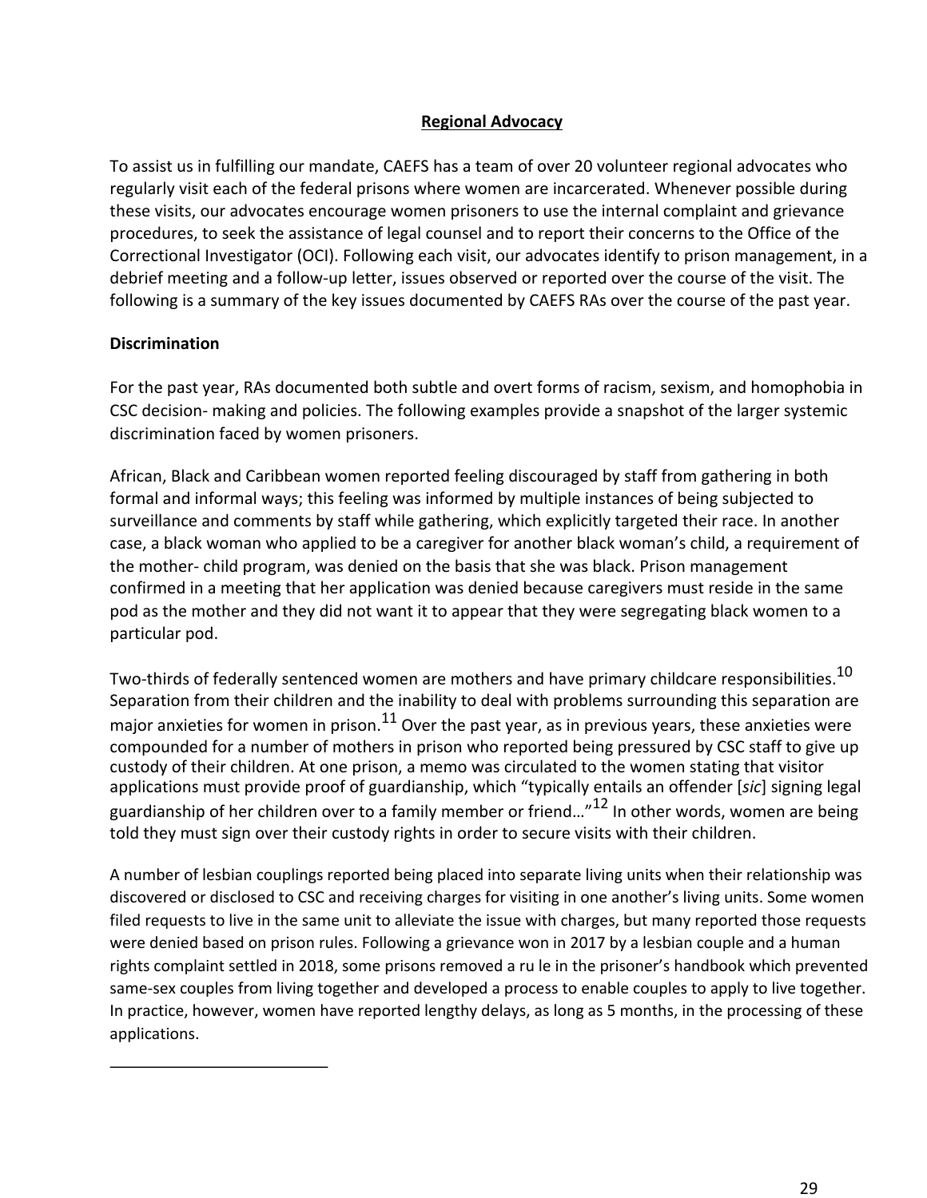## Regional Advocacy

To assist us in fulfilling our mandate, CAEFS has a team of over 20 volunteer regional advocates who regularly visit each of the federal prisons where women are incarcerated. Whenever possible during these visits, our advocates encourage women prisoners to use the internal complaint and grievance procedures, to seek the assistance of legal counsel and to report their concerns to the Office of the Correctional Investigator (OCI). Following each visit, our advocates identify to prison management, in a debrief meeting and a follow-up letter, issues observed or reported over the course of the visit. The following is a summary of the key issues documented by CAEFS RAs over the course of the past year.

### Discrimination

For the past year, RAs documented both subtle and overt forms of racism, sexism, and homophobia in CSC decision- making and policies. The following examples provide a snapshot of the larger systemic discrimination faced by women prisoners.

African, Black and Caribbean women reported feeling discouraged by staff from gathering in both formal and informal ways; this feeling was informed by multiple instances of being subjected to surveillance and comments by staff while gathering, which explicitly targeted their race. In another case, a black woman who applied to be a caregiver for another black woman's child, a requirement of the mother- child program, was denied on the basis that she was black. Prison management confirmed in a meeting that her application was denied because caregivers must reside in the same pod as the mother and they did not want it to appear that they were segregating black women to a particular pod.

Two-thirds of federally sentenced women are mothers and have primary childcare responsibilities.[10] Separation from their children and the inability to deal with problems surrounding this separation are major anxieties for women in prison.[11] Over the past year, as in previous years, these anxieties were compounded for a number of mothers in prison who reported being pressured by CSC staff to give up custody of their children. At one prison, a memo was circulated to the women stating that visitor applications must provide proof of guardianship, which "typically entails an offender [*sic*] signing legal guardianship of her children over to a family member or friend…"[12] In other words, women are being told they must sign over their custody rights in order to secure visits with their children.

A number of lesbian couplings reported being placed into separate living units when their relationship was discovered or disclosed to CSC and receiving charges for visiting in one another's living units. Some women filed requests to live in the same unit to alleviate the issue with charges, but many reported those requests were denied based on prison rules. Following a grievance won in 2017 by a lesbian couple and a human rights complaint settled in 2018, some prisons removed a ru le in the prisoner's handbook which prevented same-sex couples from living together and developed a process to enable couples to apply to live together. In practice, however, women have reported lengthy delays, as long as 5 months, in the processing of these applications.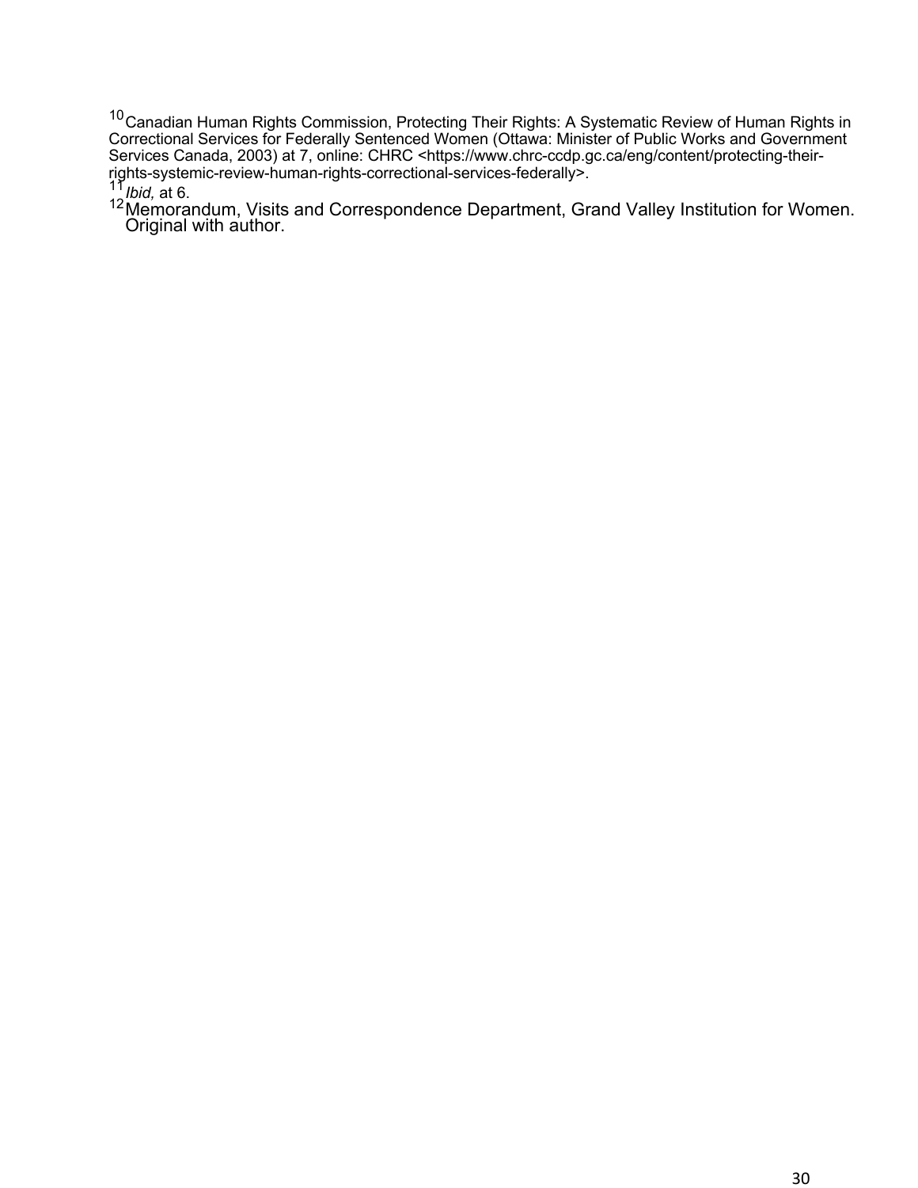[10] Canadian Human Rights Commission, Protecting Their Rights: A Systematic Review of Human Rights in Correctional Services for Federally Sentenced Women (Ottawa: Minister of Public Works and Government Services Canada, 2003) at 7, online: CHRC <https://www.chrc-ccdp.gc.ca/eng/content/protecting-their-rights-systemic-review-human-rights-correctional-services-federally>.

[11] *Ibid,* at 6.

[12] Memorandum, Visits and Correspondence Department, Grand Valley Institution for Women. Original with author.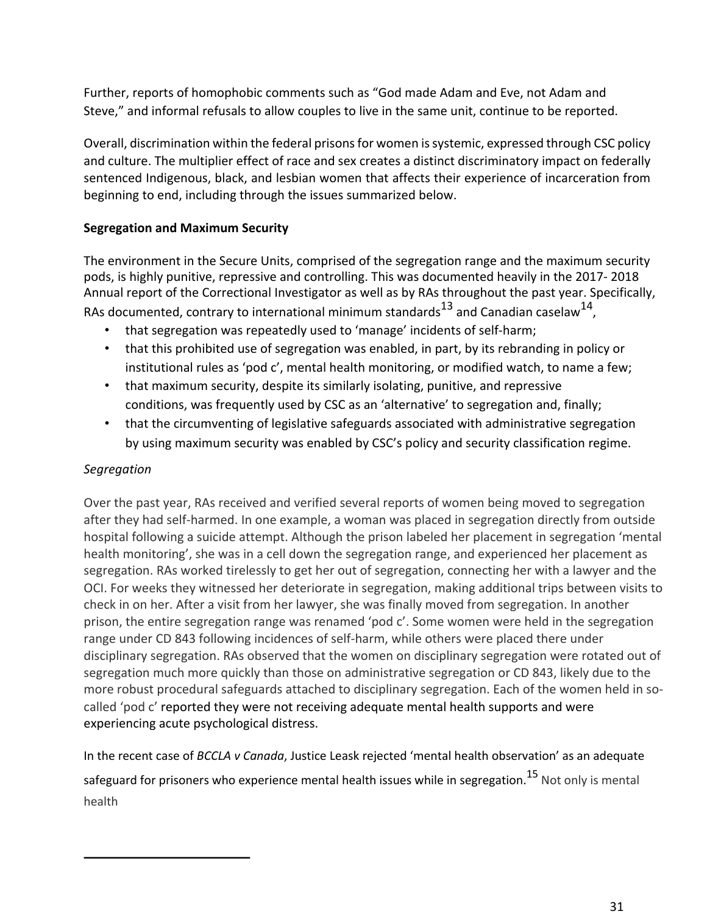Further, reports of homophobic comments such as "God made Adam and Eve, not Adam and Steve," and informal refusals to allow couples to live in the same unit, continue to be reported.

Overall, discrimination within the federal prisons for women is systemic, expressed through CSC policy and culture. The multiplier effect of race and sex creates a distinct discriminatory impact on federally sentenced Indigenous, black, and lesbian women that affects their experience of incarceration from beginning to end, including through the issues summarized below.

**Segregation and Maximum Security**

The environment in the Secure Units, comprised of the segregation range and the maximum security pods, is highly punitive, repressive and controlling. This was documented heavily in the 2017- 2018 Annual report of the Correctional Investigator as well as by RAs throughout the past year. Specifically, RAs documented, contrary to international minimum standards[13] and Canadian caselaw[14],

- that segregation was repeatedly used to 'manage' incidents of self-harm;
- that this prohibited use of segregation was enabled, in part, by its rebranding in policy or institutional rules as 'pod c', mental health monitoring, or modified watch, to name a few;
- that maximum security, despite its similarly isolating, punitive, and repressive conditions, was frequently used by CSC as an 'alternative' to segregation and, finally;
- that the circumventing of legislative safeguards associated with administrative segregation by using maximum security was enabled by CSC's policy and security classification regime.

*Segregation*

Over the past year, RAs received and verified several reports of women being moved to segregation after they had self-harmed. In one example, a woman was placed in segregation directly from outside hospital following a suicide attempt. Although the prison labeled her placement in segregation 'mental health monitoring', she was in a cell down the segregation range, and experienced her placement as segregation. RAs worked tirelessly to get her out of segregation, connecting her with a lawyer and the OCI. For weeks they witnessed her deteriorate in segregation, making additional trips between visits to check in on her. After a visit from her lawyer, she was finally moved from segregation. In another prison, the entire segregation range was renamed 'pod c'. Some women were held in the segregation range under CD 843 following incidences of self-harm, while others were placed there under disciplinary segregation. RAs observed that the women on disciplinary segregation were rotated out of segregation much more quickly than those on administrative segregation or CD 843, likely due to the more robust procedural safeguards attached to disciplinary segregation. Each of the women held in so-called 'pod c' reported they were not receiving adequate mental health supports and were experiencing acute psychological distress.

In the recent case of *BCCLA v Canada*, Justice Leask rejected 'mental health observation' as an adequate safeguard for prisoners who experience mental health issues while in segregation.[15] Not only is mental health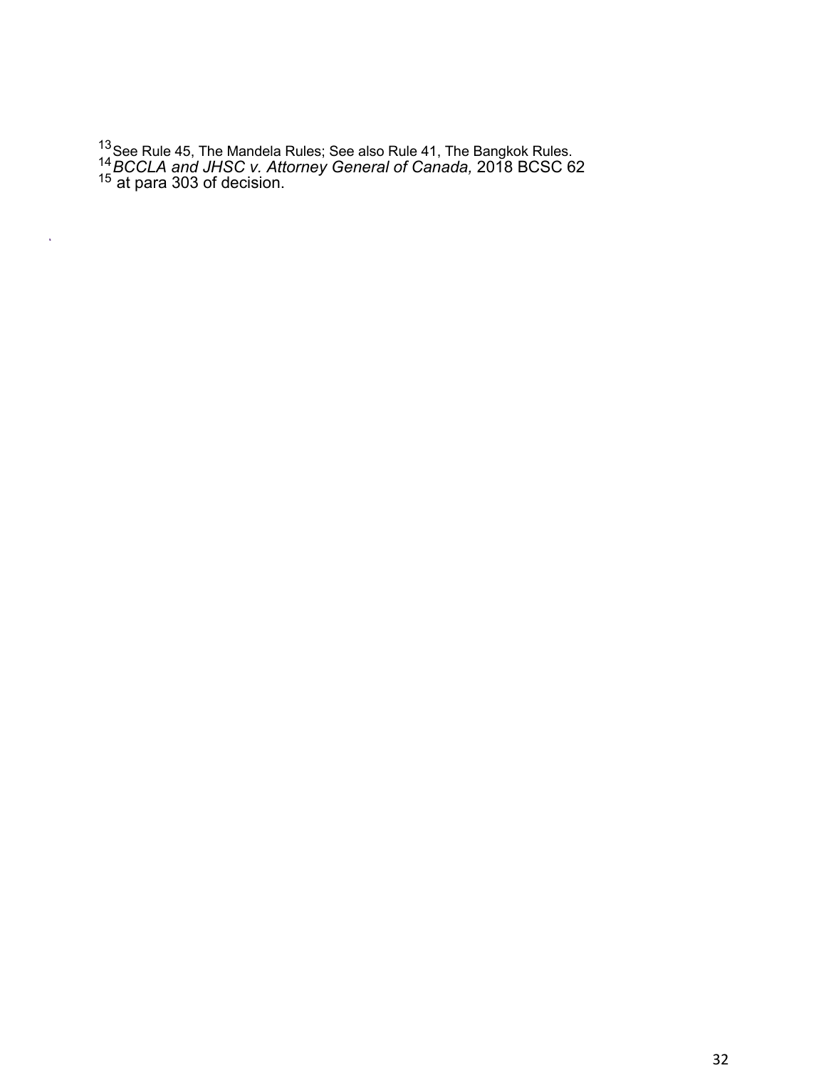[13] See Rule 45, The Mandela Rules; See also Rule 41, The Bangkok Rules.
[14] *BCCLA and JHSC v. Attorney General of Canada,* 2018 BCSC 62
[15] at para 303 of decision.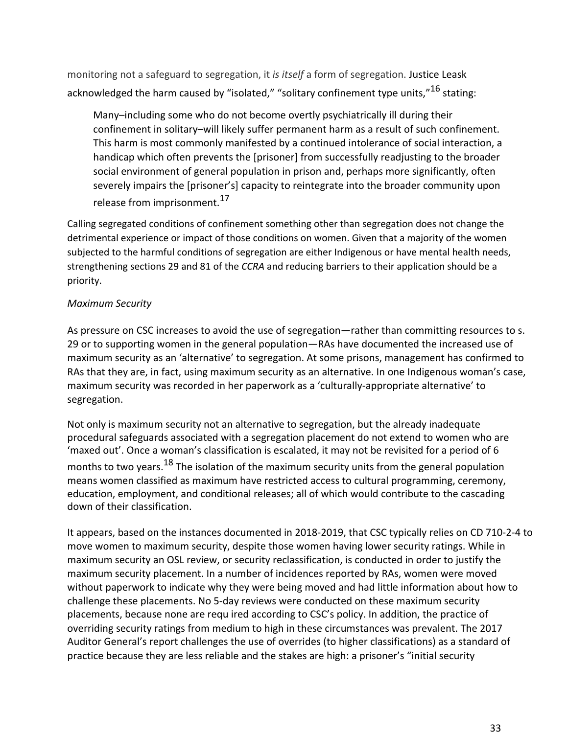monitoring not a safeguard to segregation, it *is itself* a form of segregation. Justice Leask acknowledged the harm caused by "isolated," "solitary confinement type units,"[16] stating:

> Many–including some who do not become overtly psychiatrically ill during their confinement in solitary–will likely suffer permanent harm as a result of such confinement. This harm is most commonly manifested by a continued intolerance of social interaction, a handicap which often prevents the [prisoner] from successfully readjusting to the broader social environment of general population in prison and, perhaps more significantly, often severely impairs the [prisoner's] capacity to reintegrate into the broader community upon release from imprisonment.[17]

Calling segregated conditions of confinement something other than segregation does not change the detrimental experience or impact of those conditions on women. Given that a majority of the women subjected to the harmful conditions of segregation are either Indigenous or have mental health needs, strengthening sections 29 and 81 of the *CCRA* and reducing barriers to their application should be a priority.

*Maximum Security*

As pressure on CSC increases to avoid the use of segregation—rather than committing resources to s. 29 or to supporting women in the general population—RAs have documented the increased use of maximum security as an 'alternative' to segregation. At some prisons, management has confirmed to RAs that they are, in fact, using maximum security as an alternative. In one Indigenous woman's case, maximum security was recorded in her paperwork as a 'culturally-appropriate alternative' to segregation.

Not only is maximum security not an alternative to segregation, but the already inadequate procedural safeguards associated with a segregation placement do not extend to women who are 'maxed out'. Once a woman's classification is escalated, it may not be revisited for a period of 6 months to two years.[18] The isolation of the maximum security units from the general population means women classified as maximum have restricted access to cultural programming, ceremony, education, employment, and conditional releases; all of which would contribute to the cascading down of their classification.

It appears, based on the instances documented in 2018-2019, that CSC typically relies on CD 710-2-4 to move women to maximum security, despite those women having lower security ratings. While in maximum security an OSL review, or security reclassification, is conducted in order to justify the maximum security placement. In a number of incidences reported by RAs, women were moved without paperwork to indicate why they were being moved and had little information about how to challenge these placements. No 5-day reviews were conducted on these maximum security placements, because none are requ ired according to CSC's policy. In addition, the practice of overriding security ratings from medium to high in these circumstances was prevalent. The 2017 Auditor General's report challenges the use of overrides (to higher classifications) as a standard of practice because they are less reliable and the stakes are high: a prisoner's "initial security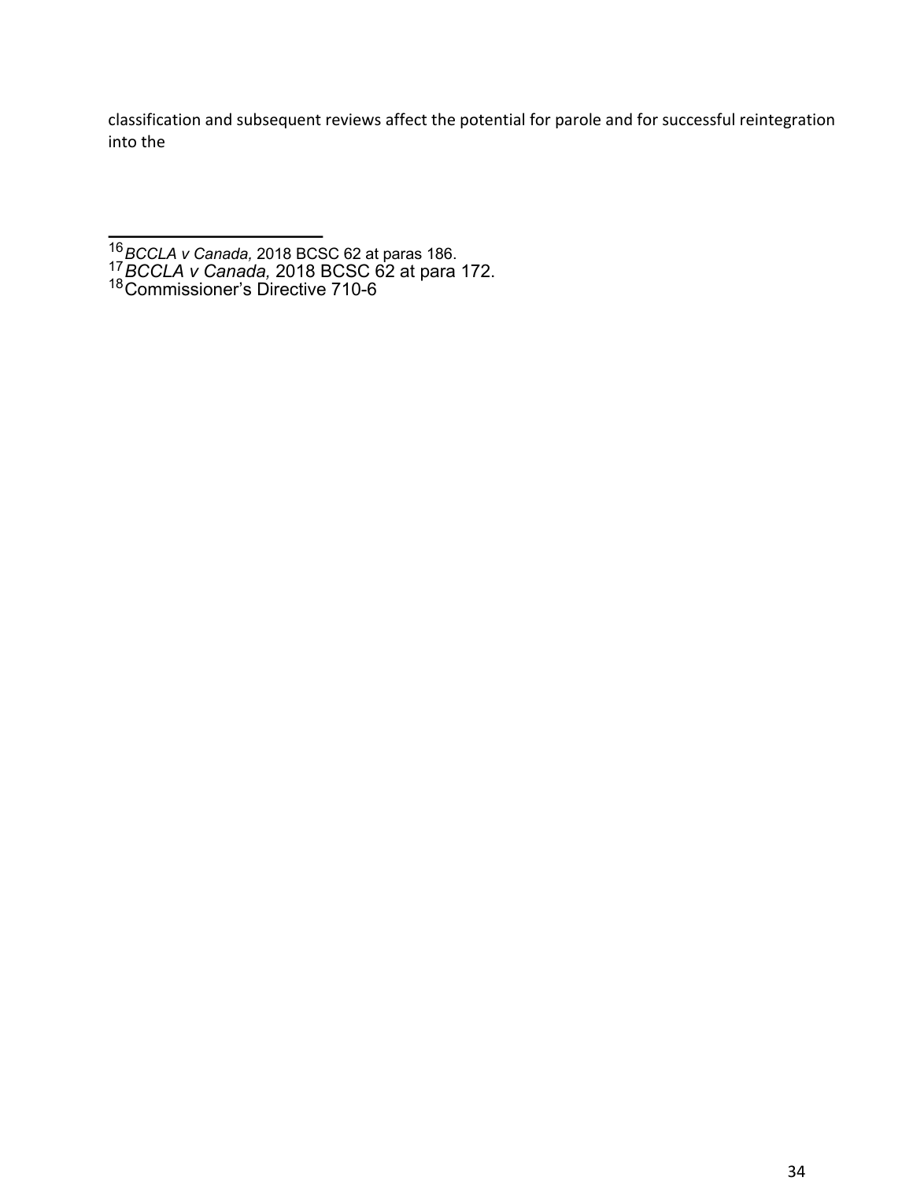classification and subsequent reviews affect the potential for parole and for successful reintegration into the

---

[16] *BCCLA v Canada,* 2018 BCSC 62 at paras 186.

[17] *BCCLA v Canada,* 2018 BCSC 62 at para 172.

[18] Commissioner's Directive 710-6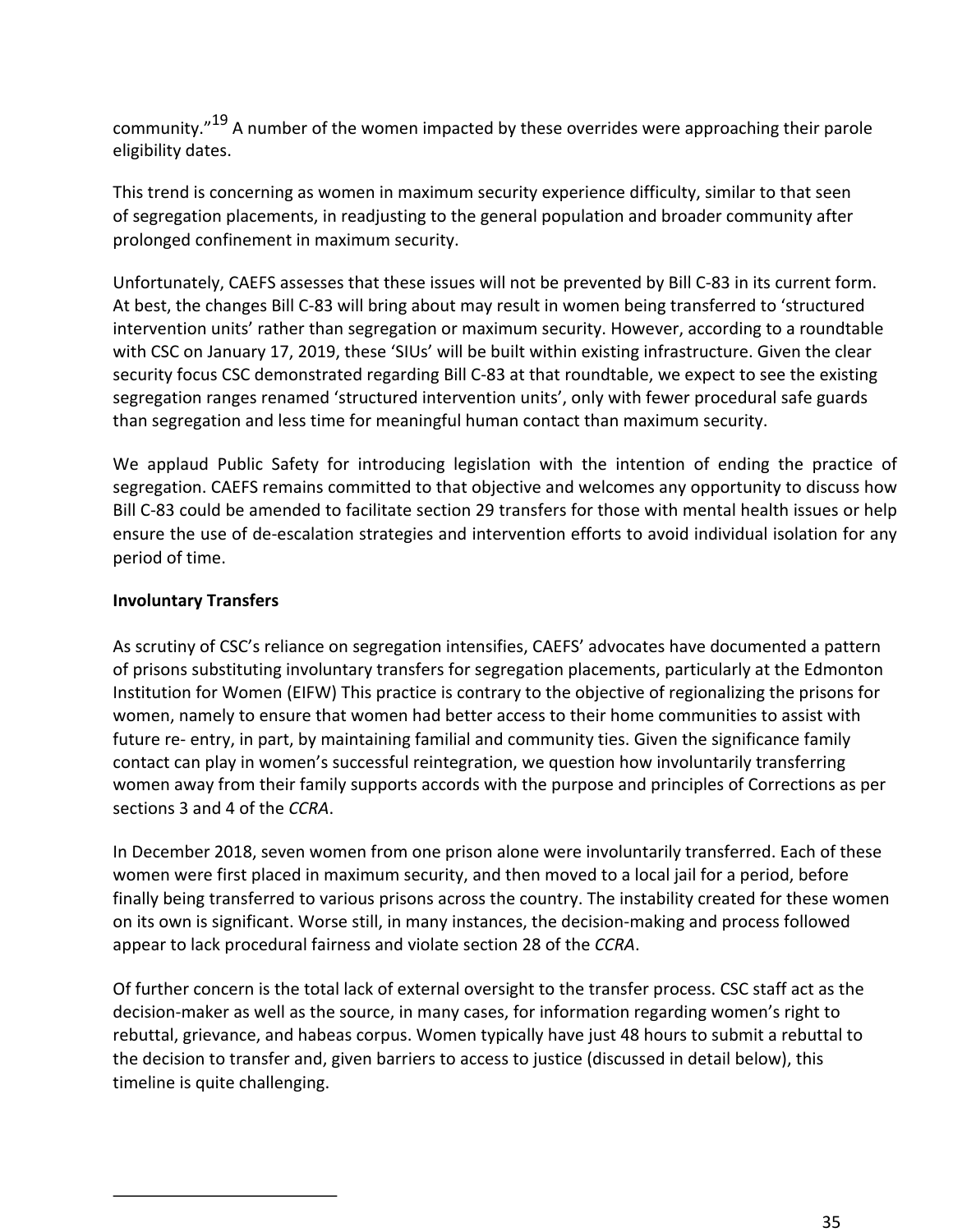community."[19] A number of the women impacted by these overrides were approaching their parole eligibility dates.

This trend is concerning as women in maximum security experience difficulty, similar to that seen of segregation placements, in readjusting to the general population and broader community after prolonged confinement in maximum security.

Unfortunately, CAEFS assesses that these issues will not be prevented by Bill C-83 in its current form. At best, the changes Bill C-83 will bring about may result in women being transferred to 'structured intervention units' rather than segregation or maximum security. However, according to a roundtable with CSC on January 17, 2019, these 'SIUs' will be built within existing infrastructure. Given the clear security focus CSC demonstrated regarding Bill C-83 at that roundtable, we expect to see the existing segregation ranges renamed 'structured intervention units', only with fewer procedural safe guards than segregation and less time for meaningful human contact than maximum security.

We applaud Public Safety for introducing legislation with the intention of ending the practice of segregation. CAEFS remains committed to that objective and welcomes any opportunity to discuss how Bill C-83 could be amended to facilitate section 29 transfers for those with mental health issues or help ensure the use of de-escalation strategies and intervention efforts to avoid individual isolation for any period of time.

**Involuntary Transfers**

As scrutiny of CSC's reliance on segregation intensifies, CAEFS' advocates have documented a pattern of prisons substituting involuntary transfers for segregation placements, particularly at the Edmonton Institution for Women (EIFW) This practice is contrary to the objective of regionalizing the prisons for women, namely to ensure that women had better access to their home communities to assist with future re- entry, in part, by maintaining familial and community ties. Given the significance family contact can play in women's successful reintegration, we question how involuntarily transferring women away from their family supports accords with the purpose and principles of Corrections as per sections 3 and 4 of the *CCRA*.

In December 2018, seven women from one prison alone were involuntarily transferred. Each of these women were first placed in maximum security, and then moved to a local jail for a period, before finally being transferred to various prisons across the country. The instability created for these women on its own is significant. Worse still, in many instances, the decision-making and process followed appear to lack procedural fairness and violate section 28 of the *CCRA*.

Of further concern is the total lack of external oversight to the transfer process. CSC staff act as the decision-maker as well as the source, in many cases, for information regarding women's right to rebuttal, grievance, and habeas corpus. Women typically have just 48 hours to submit a rebuttal to the decision to transfer and, given barriers to access to justice (discussed in detail below), this timeline is quite challenging.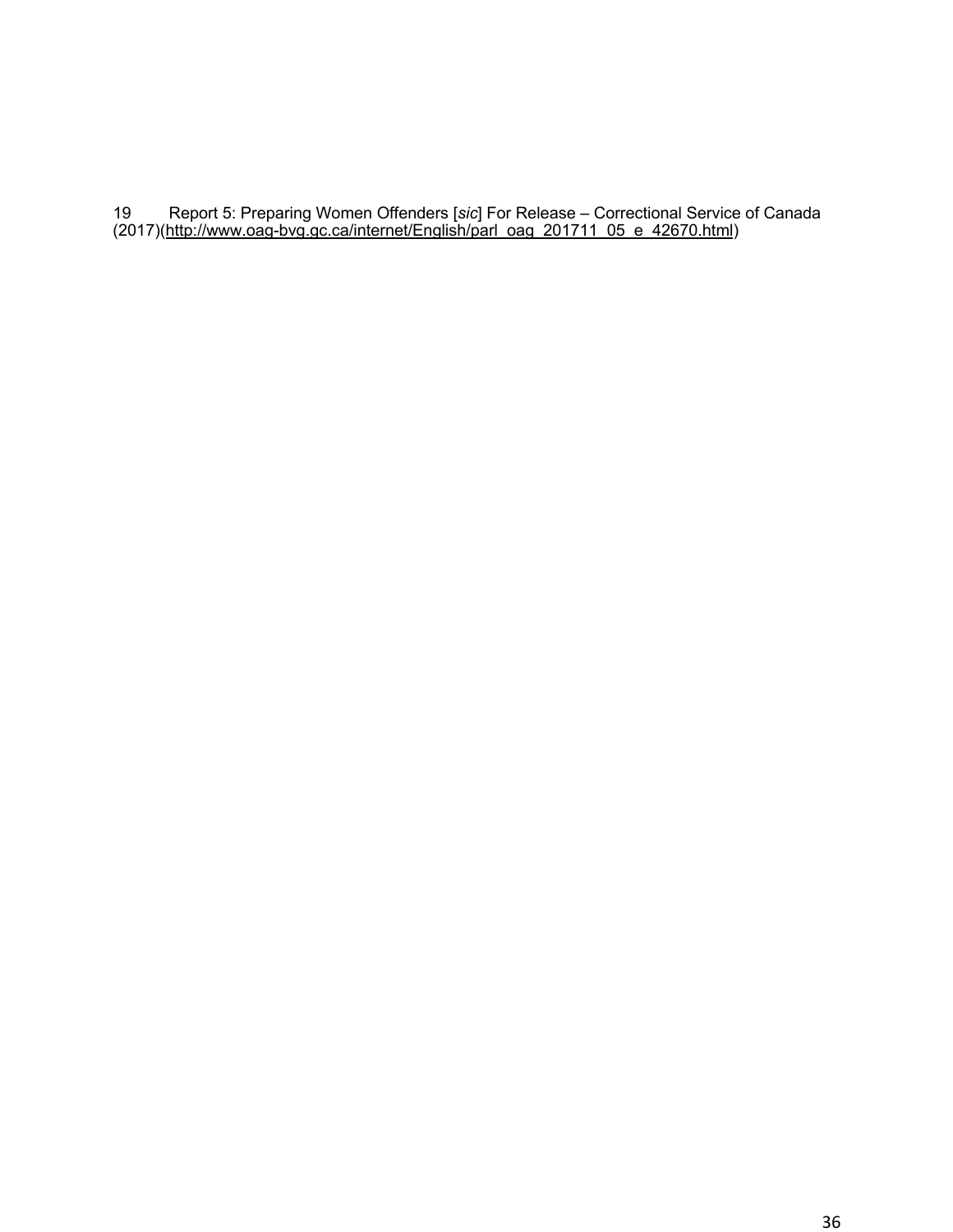19 Report 5: Preparing Women Offenders [*sic*] For Release – Correctional Service of Canada (2017)(http://www.oag-bvg.gc.ca/internet/English/parl_oag_201711_05_e_42670.html)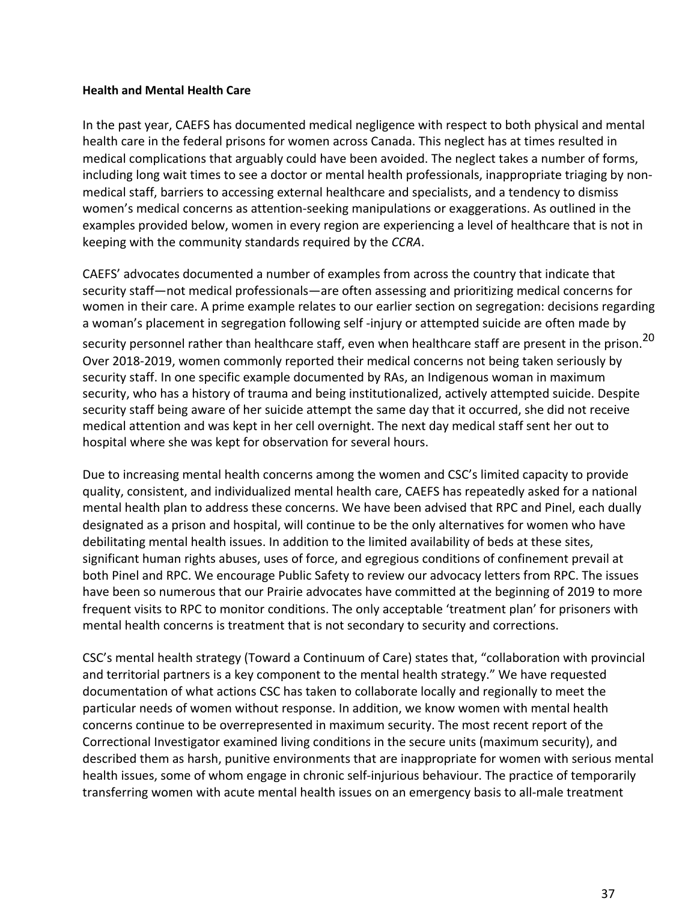**Health and Mental Health Care**

In the past year, CAEFS has documented medical negligence with respect to both physical and mental health care in the federal prisons for women across Canada. This neglect has at times resulted in medical complications that arguably could have been avoided. The neglect takes a number of forms, including long wait times to see a doctor or mental health professionals, inappropriate triaging by non-medical staff, barriers to accessing external healthcare and specialists, and a tendency to dismiss women's medical concerns as attention-seeking manipulations or exaggerations. As outlined in the examples provided below, women in every region are experiencing a level of healthcare that is not in keeping with the community standards required by the *CCRA*.

CAEFS' advocates documented a number of examples from across the country that indicate that security staff—not medical professionals—are often assessing and prioritizing medical concerns for women in their care. A prime example relates to our earlier section on segregation: decisions regarding a woman's placement in segregation following self -injury or attempted suicide are often made by security personnel rather than healthcare staff, even when healthcare staff are present in the prison.[20] Over 2018-2019, women commonly reported their medical concerns not being taken seriously by security staff. In one specific example documented by RAs, an Indigenous woman in maximum security, who has a history of trauma and being institutionalized, actively attempted suicide. Despite security staff being aware of her suicide attempt the same day that it occurred, she did not receive medical attention and was kept in her cell overnight. The next day medical staff sent her out to hospital where she was kept for observation for several hours.

Due to increasing mental health concerns among the women and CSC's limited capacity to provide quality, consistent, and individualized mental health care, CAEFS has repeatedly asked for a national mental health plan to address these concerns. We have been advised that RPC and Pinel, each dually designated as a prison and hospital, will continue to be the only alternatives for women who have debilitating mental health issues. In addition to the limited availability of beds at these sites, significant human rights abuses, uses of force, and egregious conditions of confinement prevail at both Pinel and RPC. We encourage Public Safety to review our advocacy letters from RPC. The issues have been so numerous that our Prairie advocates have committed at the beginning of 2019 to more frequent visits to RPC to monitor conditions. The only acceptable 'treatment plan' for prisoners with mental health concerns is treatment that is not secondary to security and corrections.

CSC's mental health strategy (Toward a Continuum of Care) states that, "collaboration with provincial and territorial partners is a key component to the mental health strategy." We have requested documentation of what actions CSC has taken to collaborate locally and regionally to meet the particular needs of women without response. In addition, we know women with mental health concerns continue to be overrepresented in maximum security. The most recent report of the Correctional Investigator examined living conditions in the secure units (maximum security), and described them as harsh, punitive environments that are inappropriate for women with serious mental health issues, some of whom engage in chronic self-injurious behaviour. The practice of temporarily transferring women with acute mental health issues on an emergency basis to all-male treatment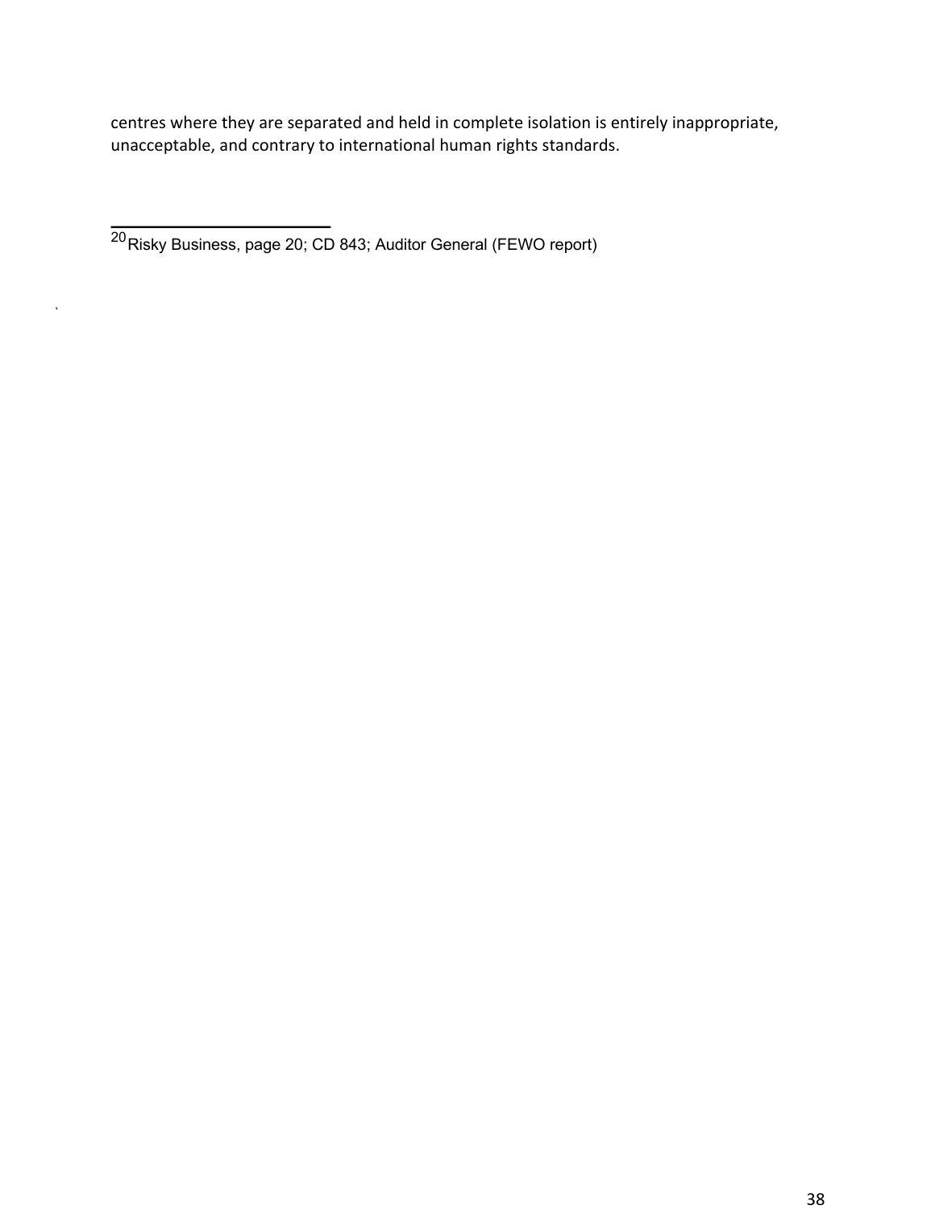centres where they are separated and held in complete isolation is entirely inappropriate, unacceptable, and contrary to international human rights standards.

---

[20] Risky Business, page 20; CD 843; Auditor General (FEWO report)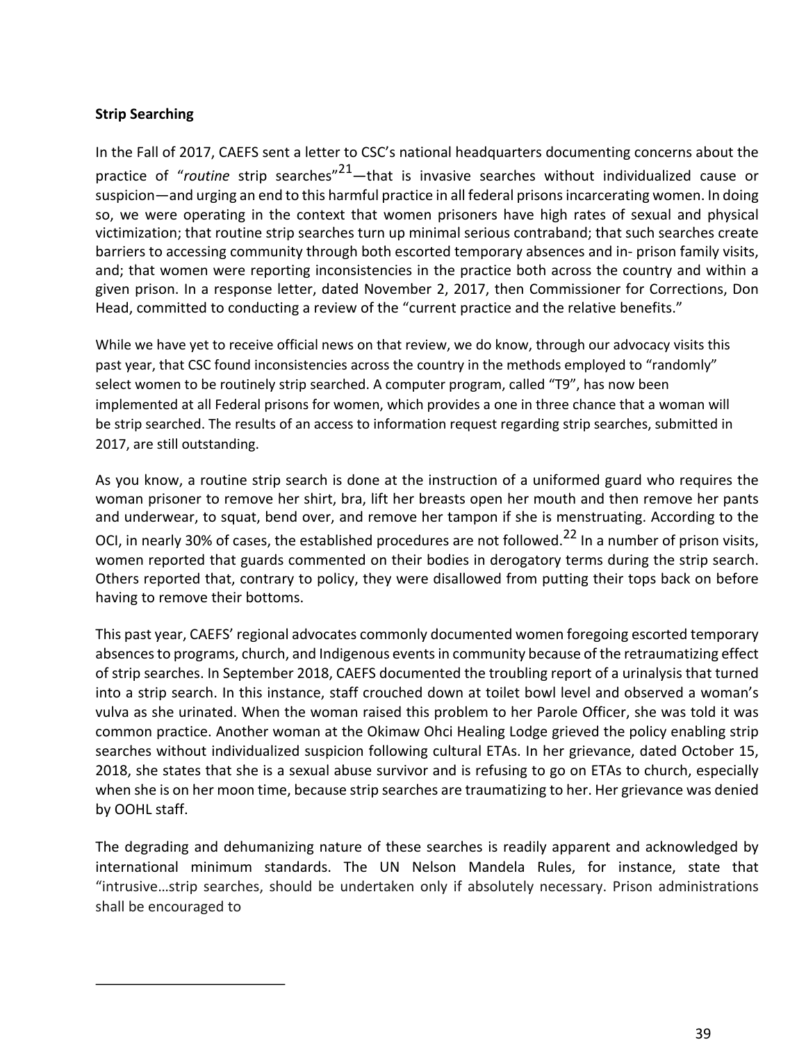**Strip Searching**

In the Fall of 2017, CAEFS sent a letter to CSC's national headquarters documenting concerns about the practice of "*routine* strip searches"[21]—that is invasive searches without individualized cause or suspicion—and urging an end to this harmful practice in all federal prisons incarcerating women. In doing so, we were operating in the context that women prisoners have high rates of sexual and physical victimization; that routine strip searches turn up minimal serious contraband; that such searches create barriers to accessing community through both escorted temporary absences and in- prison family visits, and; that women were reporting inconsistencies in the practice both across the country and within a given prison. In a response letter, dated November 2, 2017, then Commissioner for Corrections, Don Head, committed to conducting a review of the "current practice and the relative benefits."

While we have yet to receive official news on that review, we do know, through our advocacy visits this past year, that CSC found inconsistencies across the country in the methods employed to "randomly" select women to be routinely strip searched. A computer program, called "T9", has now been implemented at all Federal prisons for women, which provides a one in three chance that a woman will be strip searched. The results of an access to information request regarding strip searches, submitted in 2017, are still outstanding.

As you know, a routine strip search is done at the instruction of a uniformed guard who requires the woman prisoner to remove her shirt, bra, lift her breasts open her mouth and then remove her pants and underwear, to squat, bend over, and remove her tampon if she is menstruating. According to the OCI, in nearly 30% of cases, the established procedures are not followed.[22] In a number of prison visits, women reported that guards commented on their bodies in derogatory terms during the strip search. Others reported that, contrary to policy, they were disallowed from putting their tops back on before having to remove their bottoms.

This past year, CAEFS' regional advocates commonly documented women foregoing escorted temporary absences to programs, church, and Indigenous events in community because of the retraumatizing effect of strip searches. In September 2018, CAEFS documented the troubling report of a urinalysis that turned into a strip search. In this instance, staff crouched down at toilet bowl level and observed a woman's vulva as she urinated. When the woman raised this problem to her Parole Officer, she was told it was common practice. Another woman at the Okimaw Ohci Healing Lodge grieved the policy enabling strip searches without individualized suspicion following cultural ETAs. In her grievance, dated October 15, 2018, she states that she is a sexual abuse survivor and is refusing to go on ETAs to church, especially when she is on her moon time, because strip searches are traumatizing to her. Her grievance was denied by OOHL staff.

The degrading and dehumanizing nature of these searches is readily apparent and acknowledged by international minimum standards. The UN Nelson Mandela Rules, for instance, state that "intrusive…strip searches, should be undertaken only if absolutely necessary. Prison administrations shall be encouraged to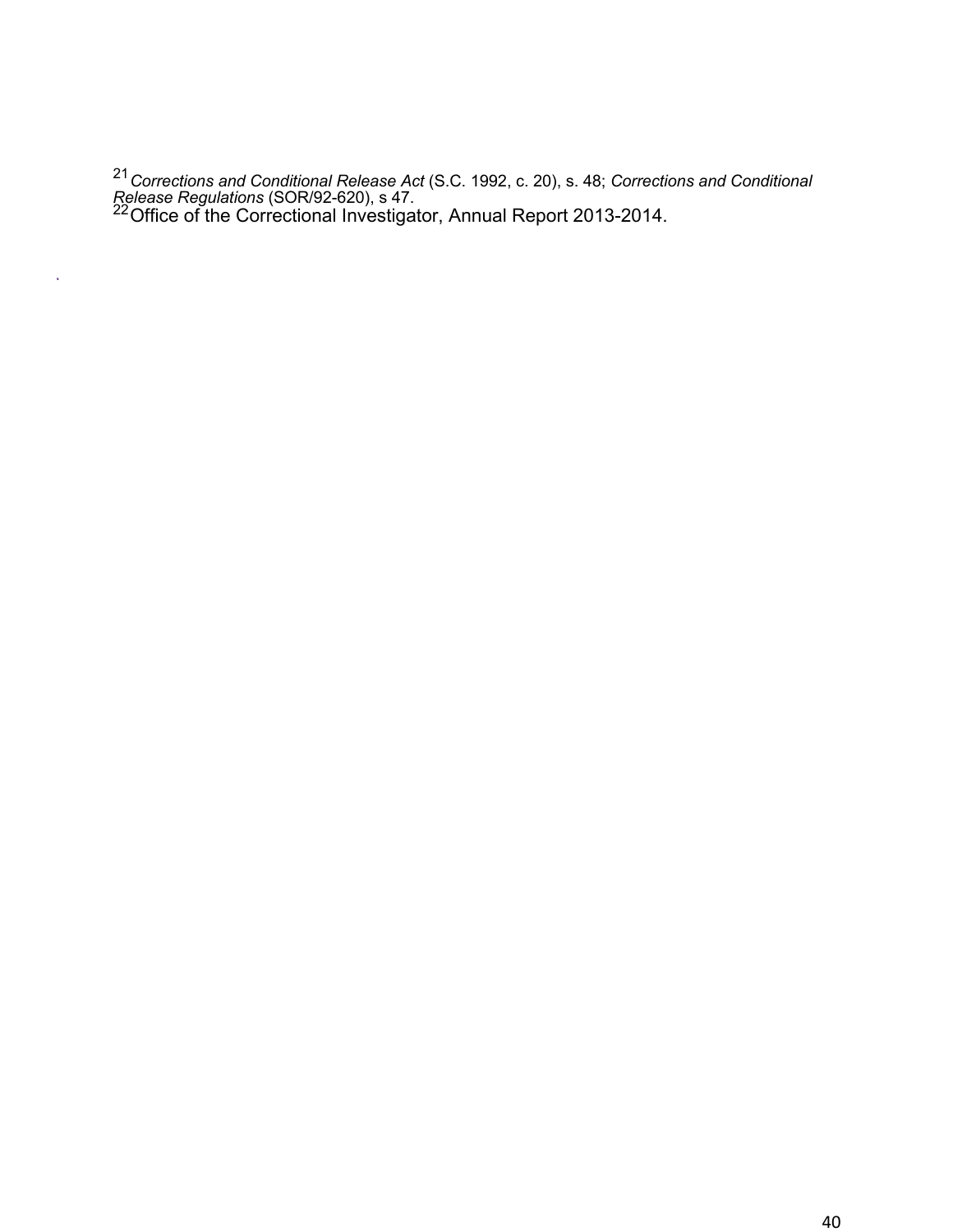[21] *Corrections and Conditional Release Act* (S.C. 1992, c. 20), s. 48; *Corrections and Conditional Release Regulations* (SOR/92-620), s 47.

[22] Office of the Correctional Investigator, Annual Report 2013-2014.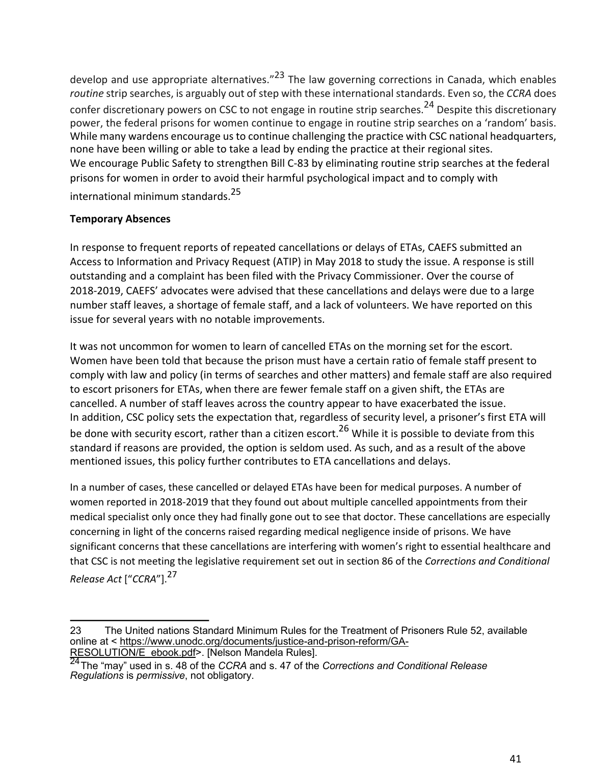develop and use appropriate alternatives."[23] The law governing corrections in Canada, which enables *routine* strip searches, is arguably out of step with these international standards. Even so, the *CCRA* does confer discretionary powers on CSC to not engage in routine strip searches.[24] Despite this discretionary power, the federal prisons for women continue to engage in routine strip searches on a 'random' basis. While many wardens encourage us to continue challenging the practice with CSC national headquarters, none have been willing or able to take a lead by ending the practice at their regional sites.

We encourage Public Safety to strengthen Bill C-83 by eliminating routine strip searches at the federal prisons for women in order to avoid their harmful psychological impact and to comply with international minimum standards.[25]

**Temporary Absences**

In response to frequent reports of repeated cancellations or delays of ETAs, CAEFS submitted an Access to Information and Privacy Request (ATIP) in May 2018 to study the issue. A response is still outstanding and a complaint has been filed with the Privacy Commissioner. Over the course of 2018-2019, CAEFS' advocates were advised that these cancellations and delays were due to a large number staff leaves, a shortage of female staff, and a lack of volunteers. We have reported on this issue for several years with no notable improvements.

It was not uncommon for women to learn of cancelled ETAs on the morning set for the escort. Women have been told that because the prison must have a certain ratio of female staff present to comply with law and policy (in terms of searches and other matters) and female staff are also required to escort prisoners for ETAs, when there are fewer female staff on a given shift, the ETAs are cancelled. A number of staff leaves across the country appear to have exacerbated the issue.

In addition, CSC policy sets the expectation that, regardless of security level, a prisoner's first ETA will be done with security escort, rather than a citizen escort.[26] While it is possible to deviate from this standard if reasons are provided, the option is seldom used. As such, and as a result of the above mentioned issues, this policy further contributes to ETA cancellations and delays.

In a number of cases, these cancelled or delayed ETAs have been for medical purposes. A number of women reported in 2018-2019 that they found out about multiple cancelled appointments from their medical specialist only once they had finally gone out to see that doctor. These cancellations are especially concerning in light of the concerns raised regarding medical negligence inside of prisons. We have significant concerns that these cancellations are interfering with women's right to essential healthcare and that CSC is not meeting the legislative requirement set out in section 86 of the *Corrections and Conditional Release Act* ["*CCRA*"].[27]

---

23 The United nations Standard Minimum Rules for the Treatment of Prisoners Rule 52, available online at < https://www.unodc.org/documents/justice-and-prison-reform/GA-RESOLUTION/E_ebook.pdf>. [Nelson Mandela Rules].

24 The "may" used in s. 48 of the *CCRA* and s. 47 of the *Corrections and Conditional Release Regulations* is *permissive*, not obligatory.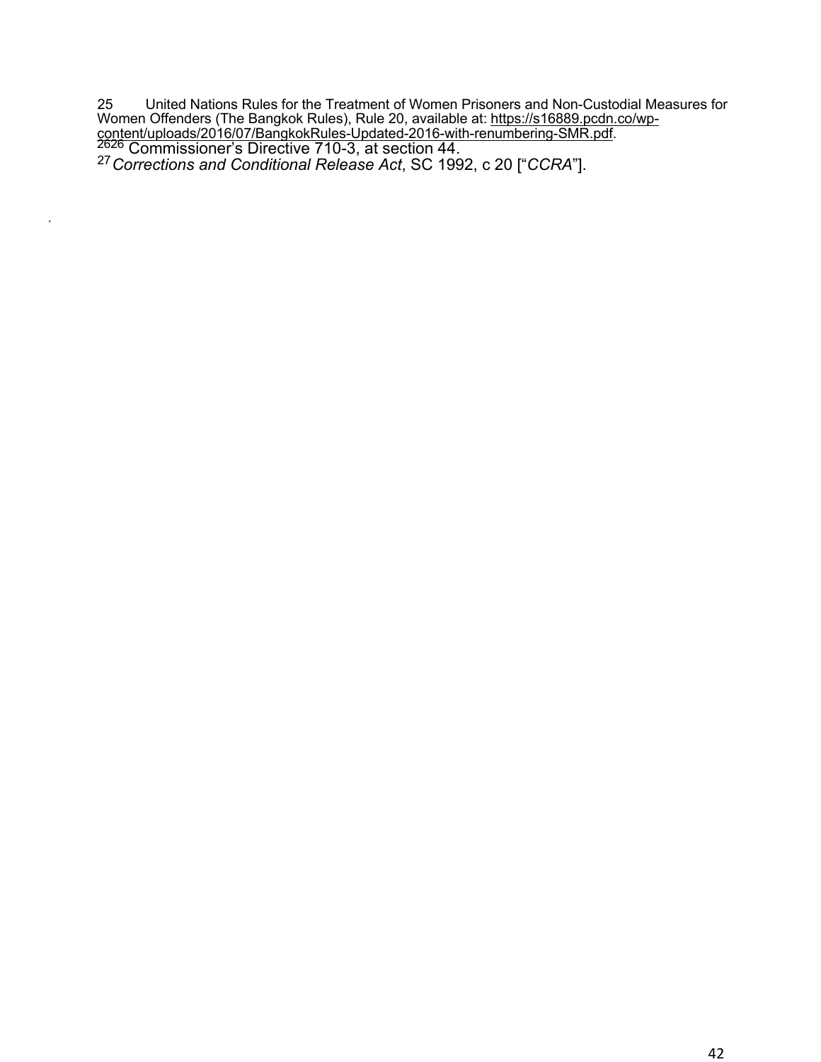25 United Nations Rules for the Treatment of Women Prisoners and Non-Custodial Measures for Women Offenders (The Bangkok Rules), Rule 20, available at: https://s16889.pcdn.co/wp-content/uploads/2016/07/BangkokRules-Updated-2016-with-renumbering-SMR.pdf.

[26][26] Commissioner's Directive 710-3, at section 44.

[27] *Corrections and Conditional Release Act*, SC 1992, c 20 ["*CCRA*"].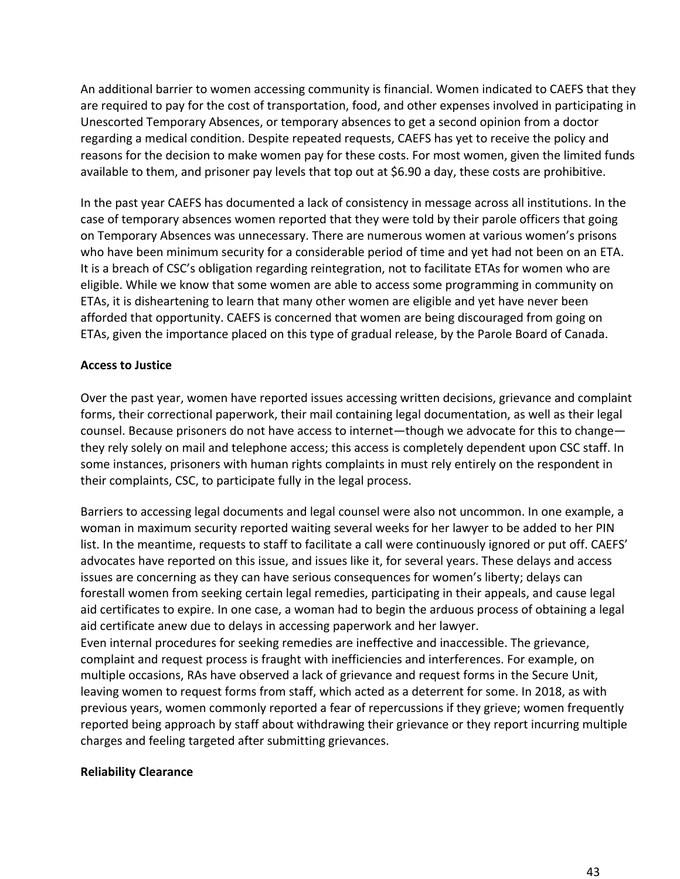An additional barrier to women accessing community is financial. Women indicated to CAEFS that they are required to pay for the cost of transportation, food, and other expenses involved in participating in Unescorted Temporary Absences, or temporary absences to get a second opinion from a doctor regarding a medical condition. Despite repeated requests, CAEFS has yet to receive the policy and reasons for the decision to make women pay for these costs. For most women, given the limited funds available to them, and prisoner pay levels that top out at $6.90 a day, these costs are prohibitive.

In the past year CAEFS has documented a lack of consistency in message across all institutions. In the case of temporary absences women reported that they were told by their parole officers that going on Temporary Absences was unnecessary. There are numerous women at various women's prisons who have been minimum security for a considerable period of time and yet had not been on an ETA. It is a breach of CSC's obligation regarding reintegration, not to facilitate ETAs for women who are eligible. While we know that some women are able to access some programming in community on ETAs, it is disheartening to learn that many other women are eligible and yet have never been afforded that opportunity. CAEFS is concerned that women are being discouraged from going on ETAs, given the importance placed on this type of gradual release, by the Parole Board of Canada.

**Access to Justice**

Over the past year, women have reported issues accessing written decisions, grievance and complaint forms, their correctional paperwork, their mail containing legal documentation, as well as their legal counsel. Because prisoners do not have access to internet—though we advocate for this to change—they rely solely on mail and telephone access; this access is completely dependent upon CSC staff. In some instances, prisoners with human rights complaints in must rely entirely on the respondent in their complaints, CSC, to participate fully in the legal process.

Barriers to accessing legal documents and legal counsel were also not uncommon. In one example, a woman in maximum security reported waiting several weeks for her lawyer to be added to her PIN list. In the meantime, requests to staff to facilitate a call were continuously ignored or put off. CAEFS' advocates have reported on this issue, and issues like it, for several years. These delays and access issues are concerning as they can have serious consequences for women's liberty; delays can forestall women from seeking certain legal remedies, participating in their appeals, and cause legal aid certificates to expire. In one case, a woman had to begin the arduous process of obtaining a legal aid certificate anew due to delays in accessing paperwork and her lawyer.

Even internal procedures for seeking remedies are ineffective and inaccessible. The grievance, complaint and request process is fraught with inefficiencies and interferences. For example, on multiple occasions, RAs have observed a lack of grievance and request forms in the Secure Unit, leaving women to request forms from staff, which acted as a deterrent for some. In 2018, as with previous years, women commonly reported a fear of repercussions if they grieve; women frequently reported being approach by staff about withdrawing their grievance or they report incurring multiple charges and feeling targeted after submitting grievances.

**Reliability Clearance**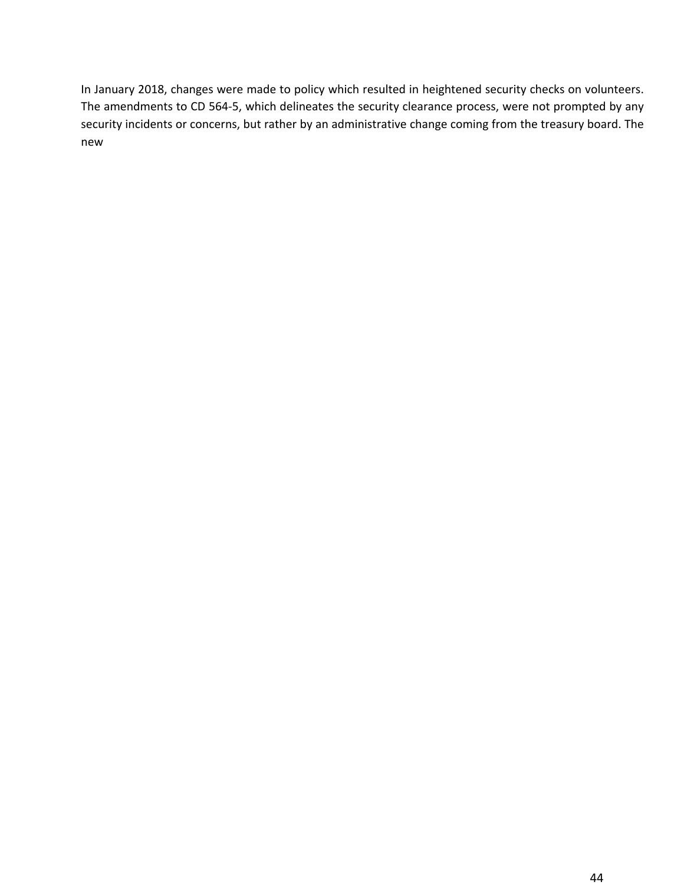In January 2018, changes were made to policy which resulted in heightened security checks on volunteers. The amendments to CD 564-5, which delineates the security clearance process, were not prompted by any security incidents or concerns, but rather by an administrative change coming from the treasury board. The new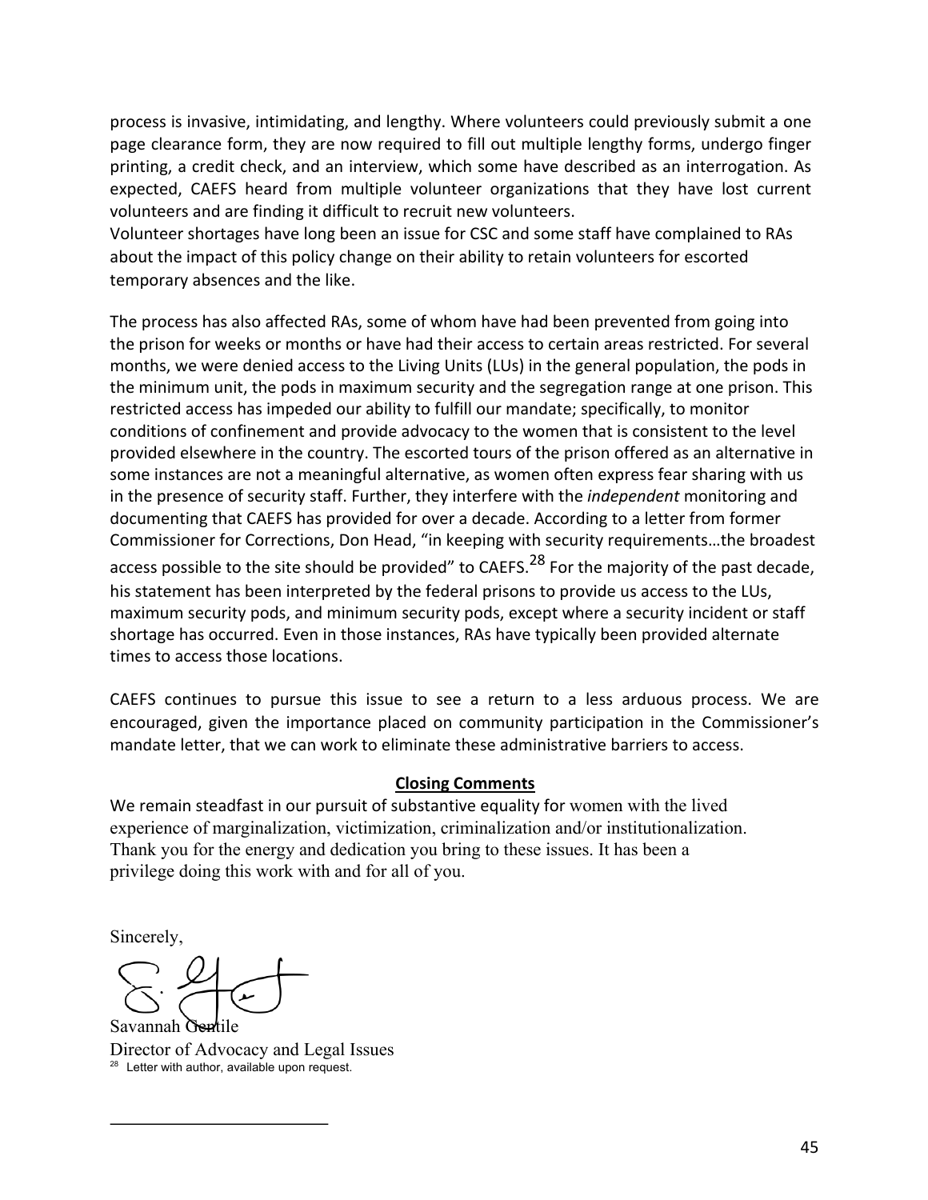process is invasive, intimidating, and lengthy. Where volunteers could previously submit a one page clearance form, they are now required to fill out multiple lengthy forms, undergo finger printing, a credit check, and an interview, which some have described as an interrogation. As expected, CAEFS heard from multiple volunteer organizations that they have lost current volunteers and are finding it difficult to recruit new volunteers.
Volunteer shortages have long been an issue for CSC and some staff have complained to RAs about the impact of this policy change on their ability to retain volunteers for escorted temporary absences and the like.

The process has also affected RAs, some of whom have had been prevented from going into the prison for weeks or months or have had their access to certain areas restricted. For several months, we were denied access to the Living Units (LUs) in the general population, the pods in the minimum unit, the pods in maximum security and the segregation range at one prison. This restricted access has impeded our ability to fulfill our mandate; specifically, to monitor conditions of confinement and provide advocacy to the women that is consistent to the level provided elsewhere in the country. The escorted tours of the prison offered as an alternative in some instances are not a meaningful alternative, as women often express fear sharing with us in the presence of security staff. Further, they interfere with the *independent* monitoring and documenting that CAEFS has provided for over a decade. According to a letter from former Commissioner for Corrections, Don Head, "in keeping with security requirements…the broadest access possible to the site should be provided" to CAEFS.[28] For the majority of the past decade, his statement has been interpreted by the federal prisons to provide us access to the LUs, maximum security pods, and minimum security pods, except where a security incident or staff shortage has occurred. Even in those instances, RAs have typically been provided alternate times to access those locations.

CAEFS continues to pursue this issue to see a return to a less arduous process. We are encouraged, given the importance placed on community participation in the Commissioner's mandate letter, that we can work to eliminate these administrative barriers to access.

## Closing Comments

We remain steadfast in our pursuit of substantive equality for women with the lived experience of marginalization, victimization, criminalization and/or institutionalization. Thank you for the energy and dedication you bring to these issues. It has been a privilege doing this work with and for all of you.

Sincerely,

Savannah Gentile
Director of Advocacy and Legal Issues

[28] Letter with author, available upon request.